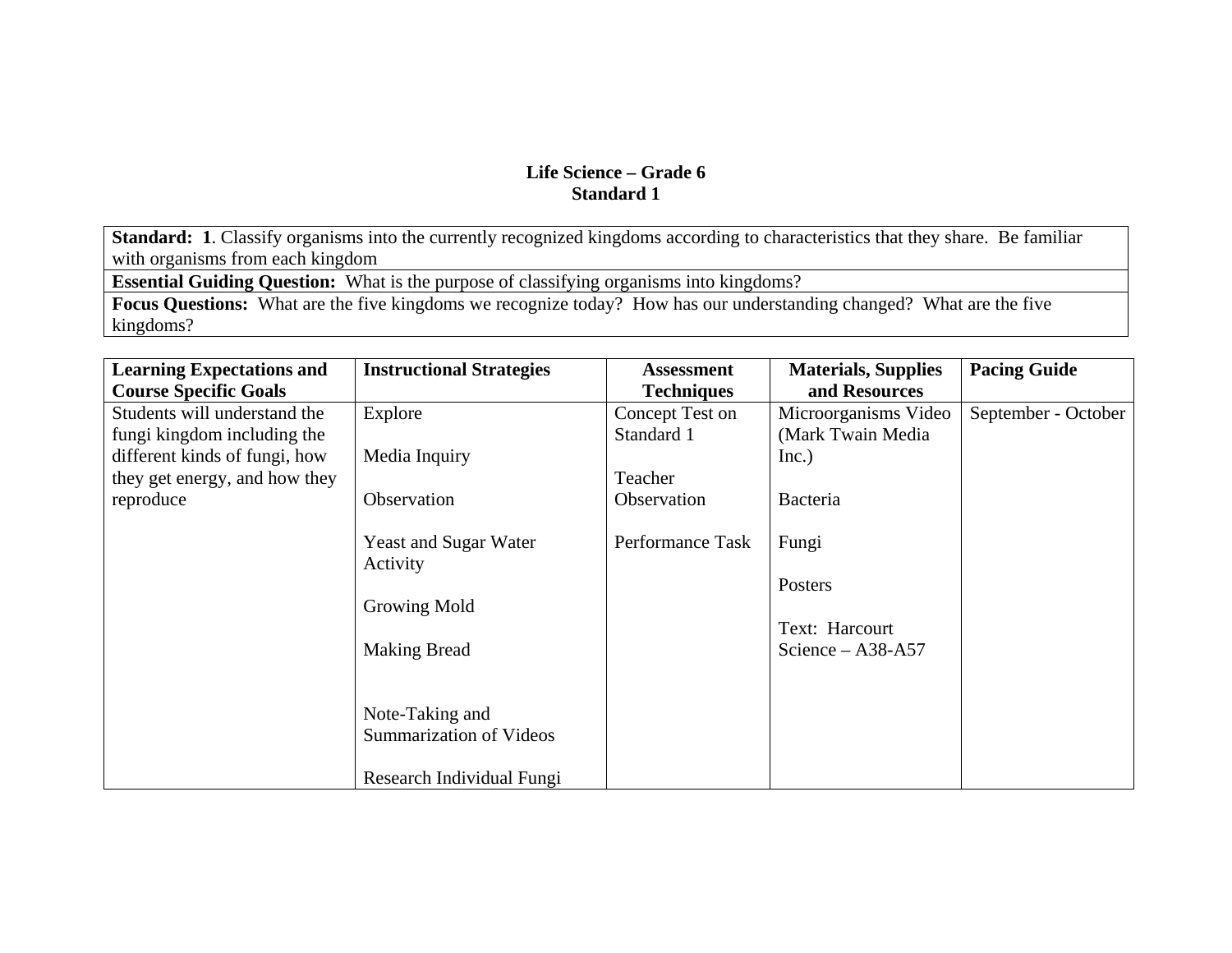# Life Science – Grade 6
## Standard 1

| **Standard: 1**. Classify organisms into the currently recognized kingdoms according to characteristics that they share. Be familiar with organisms from each kingdom |
|---|
| **Essential Guiding Question:** What is the purpose of classifying organisms into kingdoms? |
| **Focus Questions:** What are the five kingdoms we recognize today? How has our understanding changed? What are the five kingdoms? |

| Learning Expectations and Course Specific Goals | Instructional Strategies | Assessment Techniques | Materials, Supplies and Resources | Pacing Guide |
|---|---|---|---|---|
| Students will understand the fungi kingdom including the different kinds of fungi, how they get energy, and how they reproduce | Explore<br><br>Media Inquiry<br><br>Observation<br><br>Yeast and Sugar Water Activity<br><br>Growing Mold<br><br>Making Bread<br><br>Note-Taking and Summarization of Videos<br><br>Research Individual Fungi | Concept Test on Standard 1<br><br>Teacher Observation<br><br>Performance Task | Microorganisms Video (Mark Twain Media Inc.)<br><br>Bacteria<br><br>Fungi<br><br>Posters<br><br>Text: Harcourt Science – A38-A57 | September - October |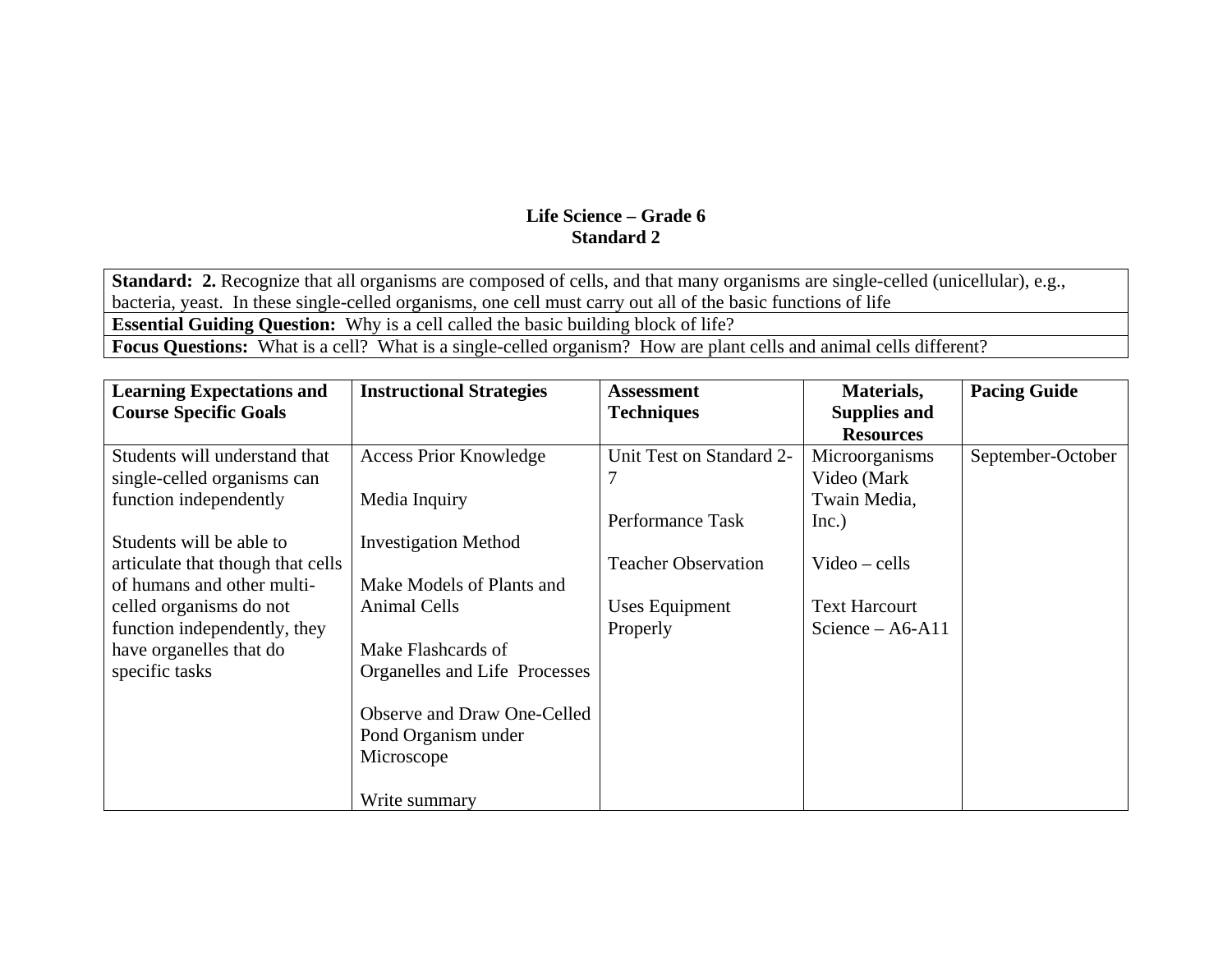**Life Science – Grade 6**
**Standard 2**

| **Standard: 2.** Recognize that all organisms are composed of cells, and that many organisms are single-celled (unicellular), e.g., bacteria, yeast. In these single-celled organisms, one cell must carry out all of the basic functions of life |
|---|
| **Essential Guiding Question:** Why is a cell called the basic building block of life? |
| **Focus Questions:** What is a cell? What is a single-celled organism? How are plant cells and animal cells different? |

| Learning Expectations and Course Specific Goals | Instructional Strategies | Assessment Techniques | Materials, Supplies and Resources | Pacing Guide |
|---|---|---|---|---|
| Students will understand that single-celled organisms can function independently<br><br>Students will be able to articulate that though that cells of humans and other multi-celled organisms do not function independently, they have organelles that do specific tasks | Access Prior Knowledge<br><br>Media Inquiry<br><br>Investigation Method<br><br>Make Models of Plants and Animal Cells<br><br>Make Flashcards of Organelles and Life Processes<br><br>Observe and Draw One-Celled Pond Organism under Microscope<br><br>Write summary | Unit Test on Standard 2-7<br><br>Performance Task<br><br>Teacher Observation<br><br>Uses Equipment Properly | Microorganisms Video (Mark Twain Media, Inc.)<br><br>Video – cells<br><br>Text Harcourt Science – A6-A11 | September-October |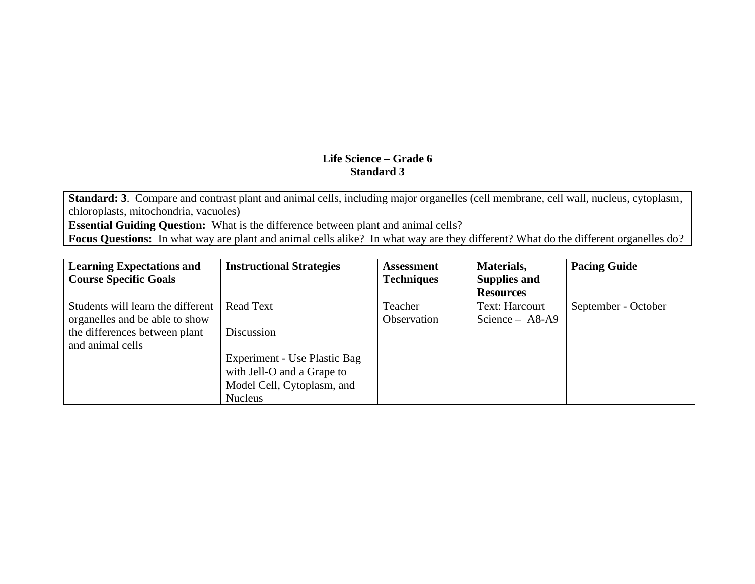**Life Science – Grade 6**
**Standard 3**

| **Standard: 3**. Compare and contrast plant and animal cells, including major organelles (cell membrane, cell wall, nucleus, cytoplasm, chloroplasts, mitochondria, vacuoles) |
|---|
| **Essential Guiding Question:** What is the difference between plant and animal cells? |
| **Focus Questions:** In what way are plant and animal cells alike? In what way are they different? What do the different organelles do? |

| Learning Expectations and Course Specific Goals | Instructional Strategies | Assessment Techniques | Materials, Supplies and Resources | Pacing Guide |
|---|---|---|---|---|
| Students will learn the different organelles and be able to show the differences between plant and animal cells | Read Text<br><br>Discussion<br><br>Experiment - Use Plastic Bag with Jell-O and a Grape to Model Cell, Cytoplasm, and Nucleus | Teacher Observation | Text: Harcourt Science – A8-A9 | September - October |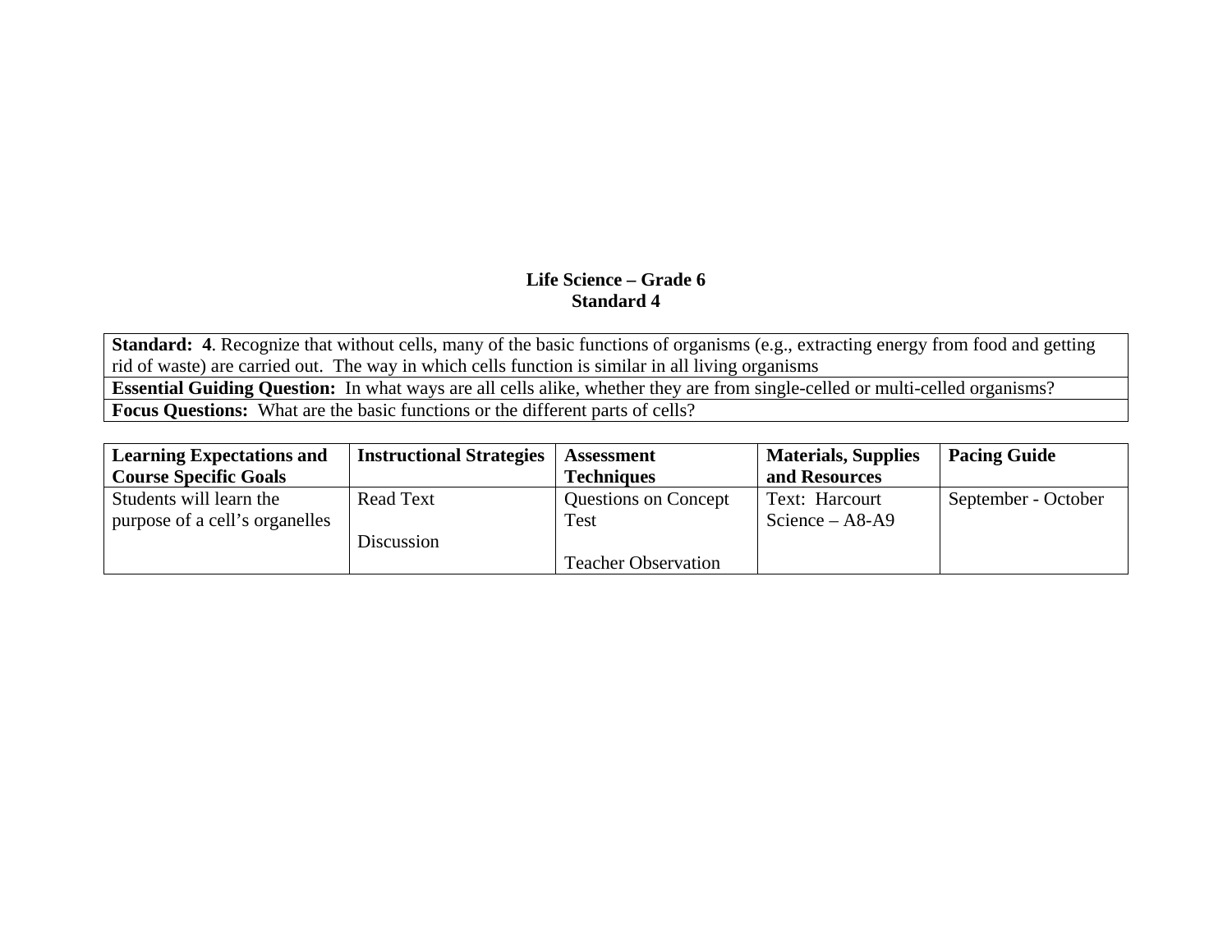**Life Science – Grade 6**
**Standard 4**

| **Standard: 4**. Recognize that without cells, many of the basic functions of organisms (e.g., extracting energy from food and getting rid of waste) are carried out. The way in which cells function is similar in all living organisms |
|---|
| **Essential Guiding Question:** In what ways are all cells alike, whether they are from single-celled or multi-celled organisms? |
| **Focus Questions:** What are the basic functions or the different parts of cells? |

| Learning Expectations and Course Specific Goals | Instructional Strategies | Assessment Techniques | Materials, Supplies and Resources | Pacing Guide |
|---|---|---|---|---|
| Students will learn the purpose of a cell's organelles | Read Text<br><br>Discussion | Questions on Concept Test<br><br>Teacher Observation | Text: Harcourt Science – A8-A9 | September - October |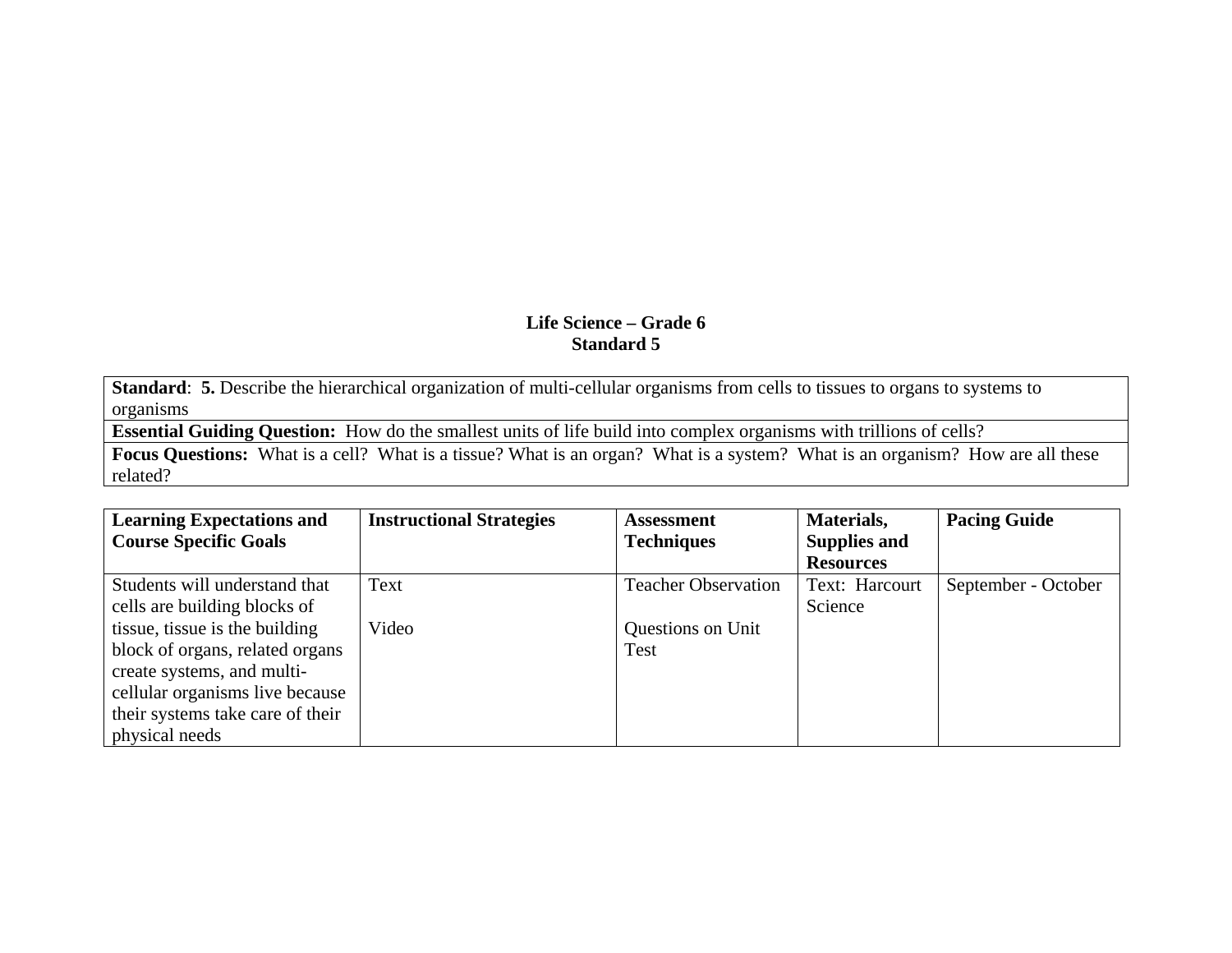**Life Science – Grade 6**
**Standard 5**

| **Standard**: **5.** Describe the hierarchical organization of multi-cellular organisms from cells to tissues to organs to systems to organisms |
|---|
| **Essential Guiding Question:** How do the smallest units of life build into complex organisms with trillions of cells? |
| **Focus Questions:** What is a cell? What is a tissue? What is an organ? What is a system? What is an organism? How are all these related? |

| **Learning Expectations and Course Specific Goals** | **Instructional Strategies** | **Assessment Techniques** | **Materials, Supplies and Resources** | **Pacing Guide** |
|---|---|---|---|---|
| Students will understand that cells are building blocks of tissue, tissue is the building block of organs, related organs create systems, and multi-cellular organisms live because their systems take care of their physical needs | Text<br><br>Video | Teacher Observation<br><br>Questions on Unit Test | Text: Harcourt Science | September - October |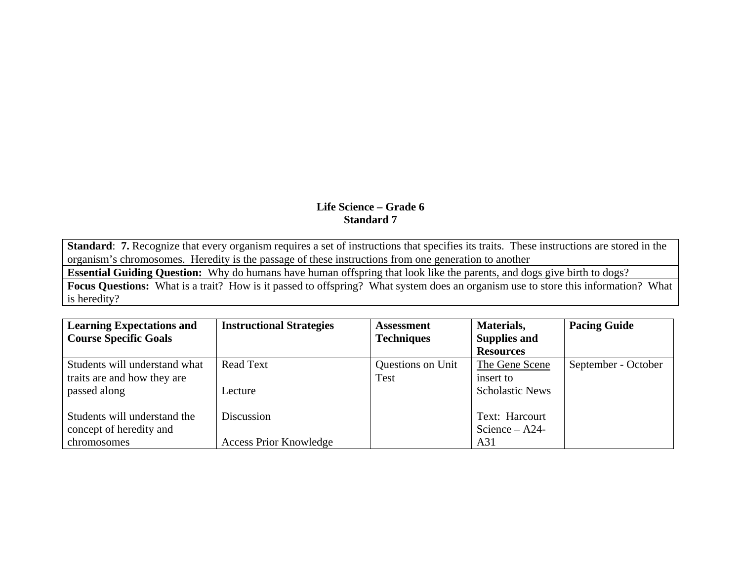**Life Science – Grade 6**
**Standard 7**

| **Standard**: **7.** Recognize that every organism requires a set of instructions that specifies its traits. These instructions are stored in the organism's chromosomes. Heredity is the passage of these instructions from one generation to another |
|---|
| **Essential Guiding Question:** Why do humans have human offspring that look like the parents, and dogs give birth to dogs? |
| **Focus Questions:** What is a trait? How is it passed to offspring? What system does an organism use to store this information? What is heredity? |

| **Learning Expectations and Course Specific Goals** | **Instructional Strategies** | **Assessment Techniques** | **Materials, Supplies and Resources** | **Pacing Guide** |
|---|---|---|---|---|
| Students will understand what traits are and how they are passed along<br><br>Students will understand the concept of heredity and chromosomes | Read Text<br><br>Lecture<br><br>Discussion<br><br>Access Prior Knowledge | Questions on Unit Test | The Gene Scene insert to Scholastic News<br><br>Text: Harcourt Science – A24-A31 | September - October |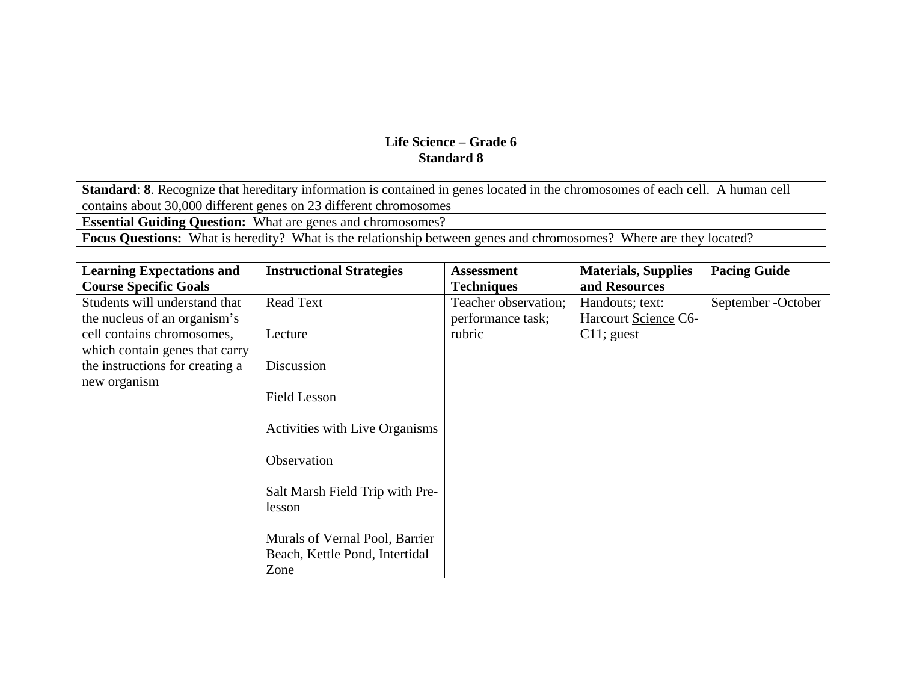**Life Science – Grade 6**
**Standard 8**

| **Standard**: **8**. Recognize that hereditary information is contained in genes located in the chromosomes of each cell. A human cell contains about 30,000 different genes on 23 different chromosomes |
|---|
| **Essential Guiding Question:** What are genes and chromosomes? |
| **Focus Questions:** What is heredity? What is the relationship between genes and chromosomes? Where are they located? |

| **Learning Expectations and Course Specific Goals** | **Instructional Strategies** | **Assessment Techniques** | **Materials, Supplies and Resources** | **Pacing Guide** |
|---|---|---|---|---|
| Students will understand that the nucleus of an organism's cell contains chromosomes, which contain genes that carry the instructions for creating a new organism | Read Text<br><br>Lecture<br><br>Discussion<br><br>Field Lesson<br><br>Activities with Live Organisms<br><br>Observation<br><br>Salt Marsh Field Trip with Pre-lesson<br><br>Murals of Vernal Pool, Barrier Beach, Kettle Pond, Intertidal Zone | Teacher observation; performance task; rubric | Handouts; text: Harcourt Science C6-C11; guest | September -October |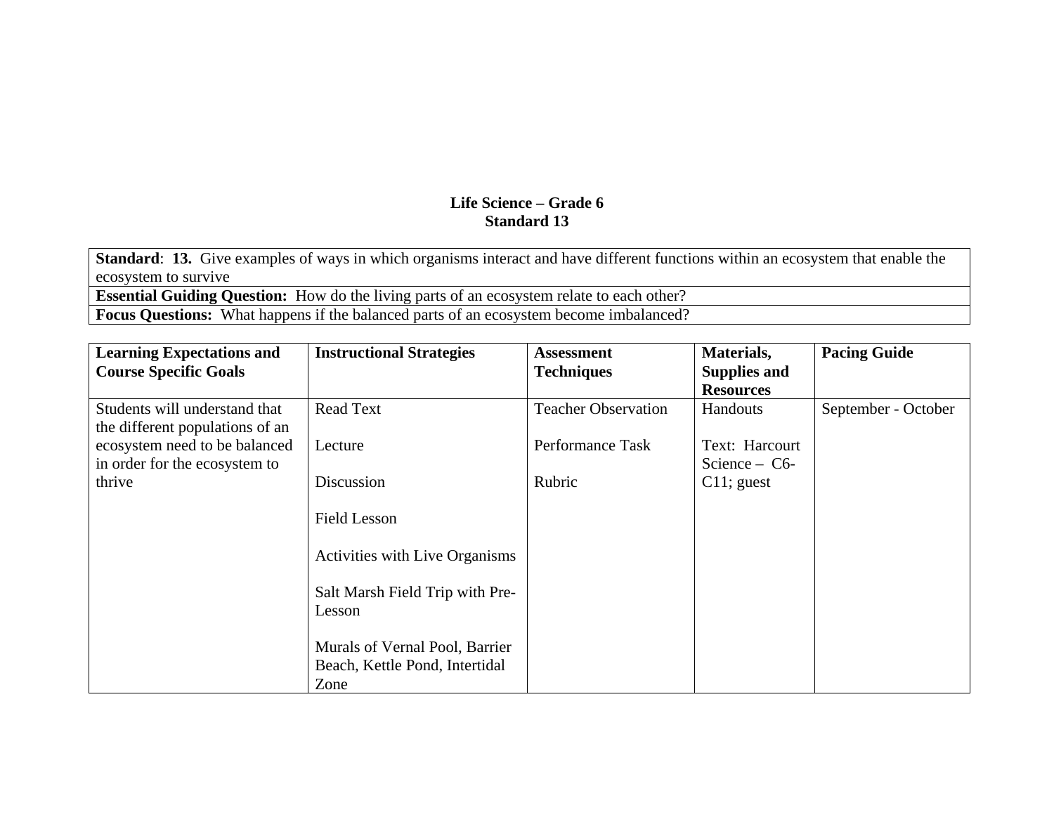**Life Science – Grade 6**
**Standard 13**

| **Standard**: **13.** Give examples of ways in which organisms interact and have different functions within an ecosystem that enable the ecosystem to survive |
|---|
| **Essential Guiding Question:** How do the living parts of an ecosystem relate to each other? |
| **Focus Questions:** What happens if the balanced parts of an ecosystem become imbalanced? |

| **Learning Expectations and Course Specific Goals** | **Instructional Strategies** | **Assessment Techniques** | **Materials, Supplies and Resources** | **Pacing Guide** |
|---|---|---|---|---|
| Students will understand that the different populations of an ecosystem need to be balanced in order for the ecosystem to thrive | Read Text<br><br>Lecture<br><br>Discussion<br><br>Field Lesson<br><br>Activities with Live Organisms<br><br>Salt Marsh Field Trip with Pre-Lesson<br><br>Murals of Vernal Pool, Barrier Beach, Kettle Pond, Intertidal Zone | Teacher Observation<br><br>Performance Task<br><br>Rubric | Handouts<br><br>Text: Harcourt Science – C6-C11; guest | September - October |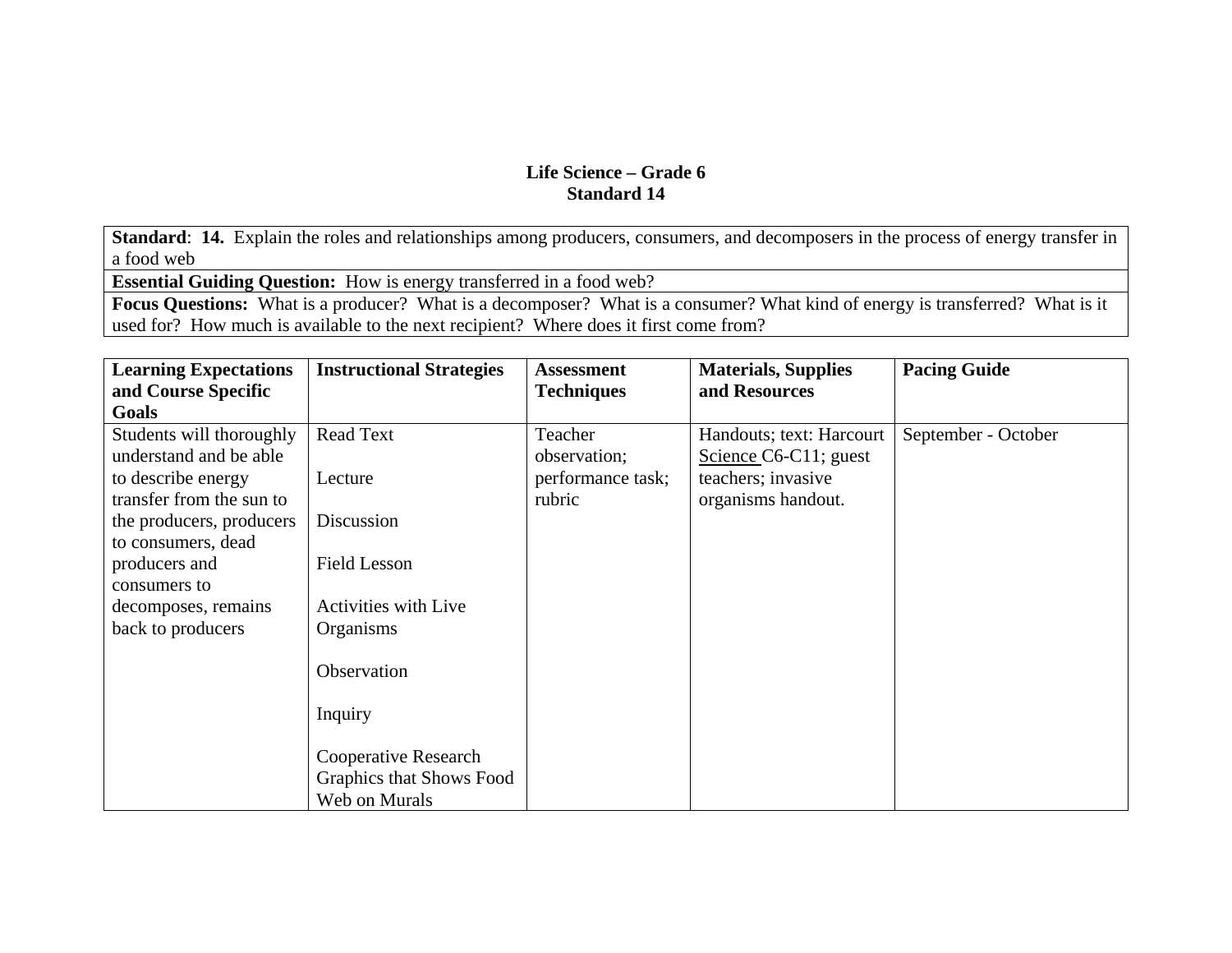**Life Science – Grade 6**
**Standard 14**

| **Standard**: **14.** Explain the roles and relationships among producers, consumers, and decomposers in the process of energy transfer in a food web |
|---|
| **Essential Guiding Question:** How is energy transferred in a food web? |
| **Focus Questions:** What is a producer? What is a decomposer? What is a consumer? What kind of energy is transferred? What is it used for? How much is available to the next recipient? Where does it first come from? |

| **Learning Expectations and Course Specific Goals** | **Instructional Strategies** | **Assessment Techniques** | **Materials, Supplies and Resources** | **Pacing Guide** |
|---|---|---|---|---|
| Students will thoroughly understand and be able to describe energy transfer from the sun to the producers, producers to consumers, dead producers and consumers to decomposes, remains back to producers | Read Text<br><br>Lecture<br><br>Discussion<br><br>Field Lesson<br><br>Activities with Live Organisms<br><br>Observation<br><br>Inquiry<br><br>Cooperative Research Graphics that Shows Food Web on Murals | Teacher observation; performance task; rubric | Handouts; text: Harcourt Science C6-C11; guest teachers; invasive organisms handout. | September - October |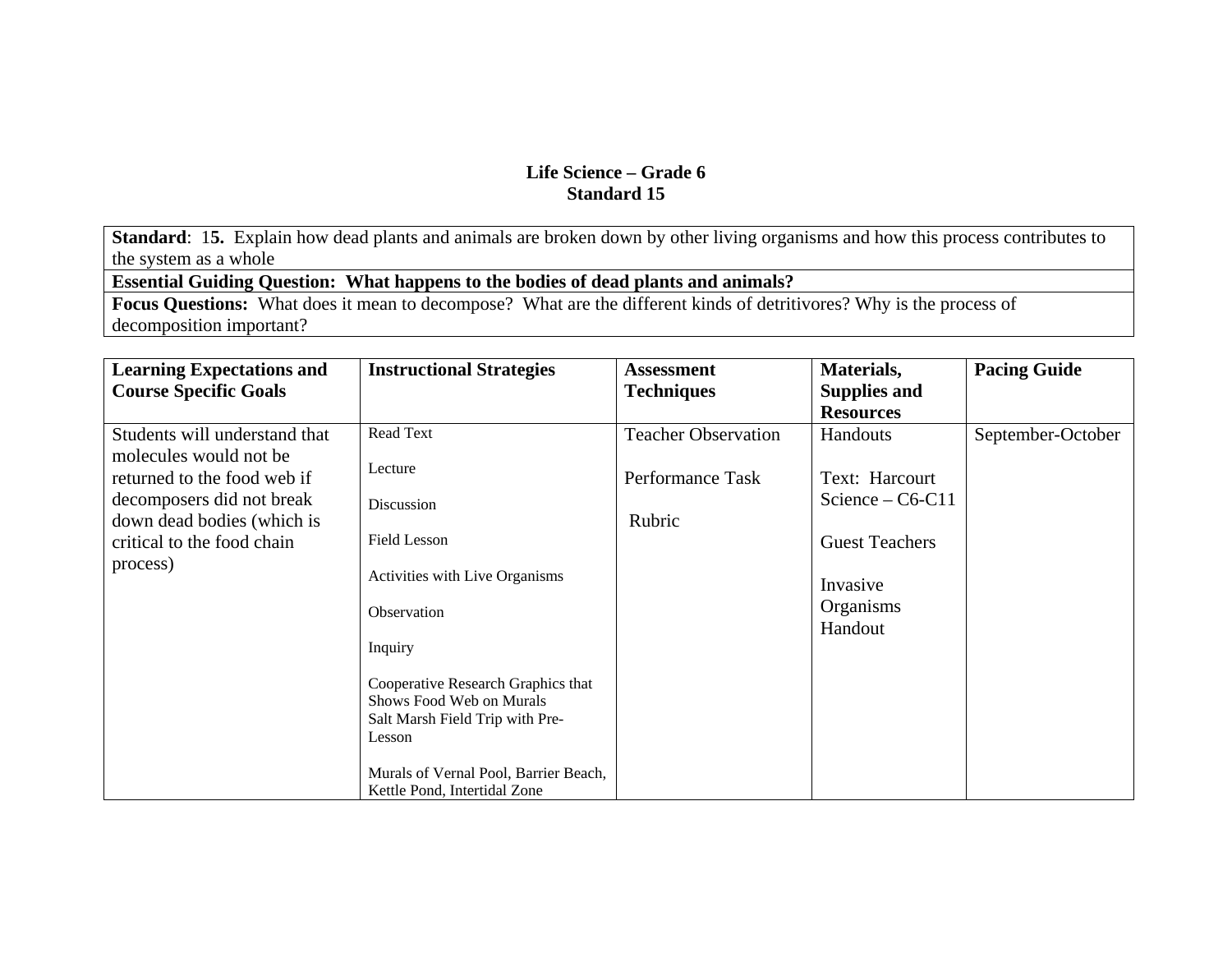**Life Science – Grade 6**
**Standard 15**

| **Standard**: 15. Explain how dead plants and animals are broken down by other living organisms and how this process contributes to the system as a whole |
|---|
| **Essential Guiding Question: What happens to the bodies of dead plants and animals?** |
| **Focus Questions:** What does it mean to decompose? What are the different kinds of detritivores? Why is the process of decomposition important? |

| **Learning Expectations and Course Specific Goals** | **Instructional Strategies** | **Assessment Techniques** | **Materials, Supplies and Resources** | **Pacing Guide** |
|---|---|---|---|---|
| Students will understand that molecules would not be returned to the food web if decomposers did not break down dead bodies (which is critical to the food chain process) | Read Text<br><br>Lecture<br><br>Discussion<br><br>Field Lesson<br><br>Activities with Live Organisms<br><br>Observation<br><br>Inquiry<br><br>Cooperative Research Graphics that Shows Food Web on Murals<br>Salt Marsh Field Trip with Pre-Lesson<br><br>Murals of Vernal Pool, Barrier Beach, Kettle Pond, Intertidal Zone | Teacher Observation<br><br>Performance Task<br><br>Rubric | Handouts<br><br>Text: Harcourt Science – C6-C11<br><br>Guest Teachers<br><br>Invasive Organisms Handout | September-October |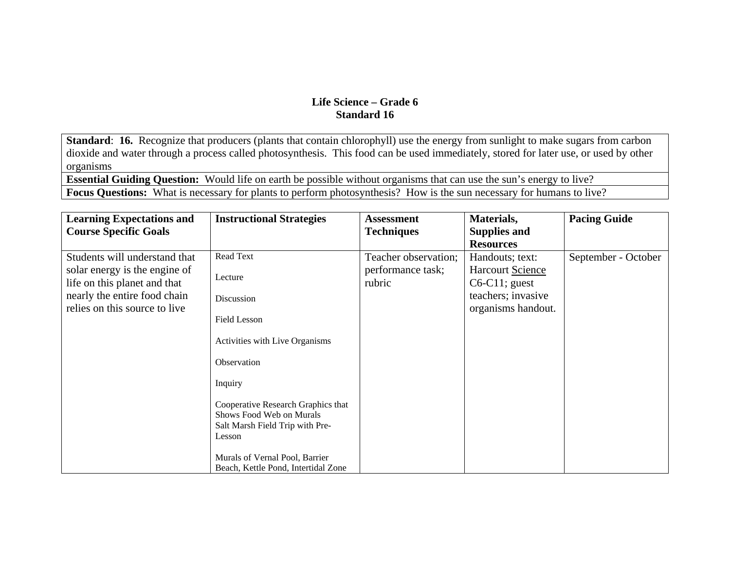**Life Science – Grade 6**
**Standard 16**

| **Standard**: **16.** Recognize that producers (plants that contain chlorophyll) use the energy from sunlight to make sugars from carbon dioxide and water through a process called photosynthesis. This food can be used immediately, stored for later use, or used by other organisms |
|---|
| **Essential Guiding Question:** Would life on earth be possible without organisms that can use the sun's energy to live? |
| **Focus Questions:** What is necessary for plants to perform photosynthesis? How is the sun necessary for humans to live? |

| **Learning Expectations and Course Specific Goals** | **Instructional Strategies** | **Assessment Techniques** | **Materials, Supplies and Resources** | **Pacing Guide** |
|---|---|---|---|---|
| Students will understand that solar energy is the engine of life on this planet and that nearly the entire food chain relies on this source to live | Read Text<br><br>Lecture<br><br>Discussion<br><br>Field Lesson<br><br>Activities with Live Organisms<br><br>Observation<br><br>Inquiry<br><br>Cooperative Research Graphics that Shows Food Web on Murals<br>Salt Marsh Field Trip with Pre-Lesson<br><br>Murals of Vernal Pool, Barrier Beach, Kettle Pond, Intertidal Zone | Teacher observation; performance task; rubric | Handouts; text: Harcourt Science C6-C11; guest teachers; invasive organisms handout. | September - October |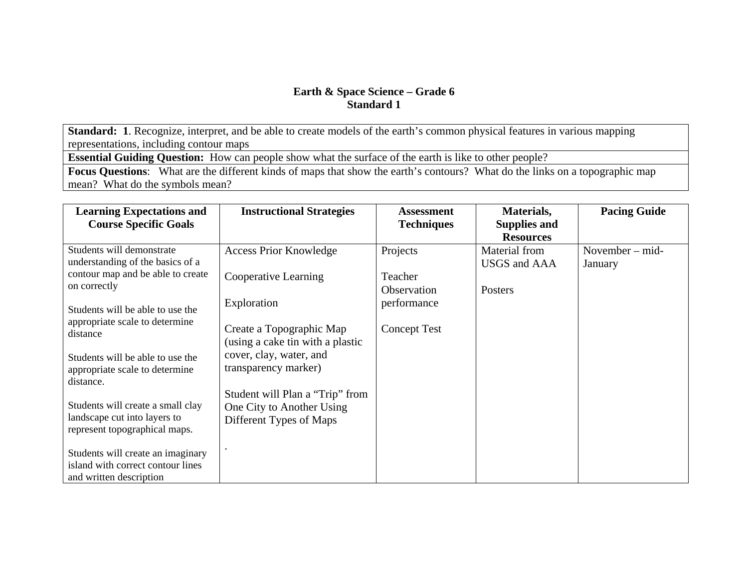**Earth & Space Science – Grade 6**
**Standard 1**

| **Standard: 1**. Recognize, interpret, and be able to create models of the earth's common physical features in various mapping representations, including contour maps |
|---|
| **Essential Guiding Question:** How can people show what the surface of the earth is like to other people? |
| **Focus Questions**: What are the different kinds of maps that show the earth's contours? What do the links on a topographic map mean? What do the symbols mean? |

| Learning Expectations and Course Specific Goals | Instructional Strategies | Assessment Techniques | Materials, Supplies and Resources | Pacing Guide |
|---|---|---|---|---|
| Students will demonstrate understanding of the basics of a contour map and be able to create on correctly<br><br>Students will be able to use the appropriate scale to determine distance<br><br>Students will be able to use the appropriate scale to determine distance.<br><br>Students will create a small clay landscape cut into layers to represent topographical maps.<br><br>Students will create an imaginary island with correct contour lines and written description | Access Prior Knowledge<br><br>Cooperative Learning<br><br>Exploration<br><br>Create a Topographic Map (using a cake tin with a plastic cover, clay, water, and transparency marker)<br><br>Student will Plan a "Trip" from One City to Another Using Different Types of Maps<br><br>. | Projects<br><br>Teacher Observation performance<br><br>Concept Test | Material from USGS and AAA<br><br>Posters | November – mid-January |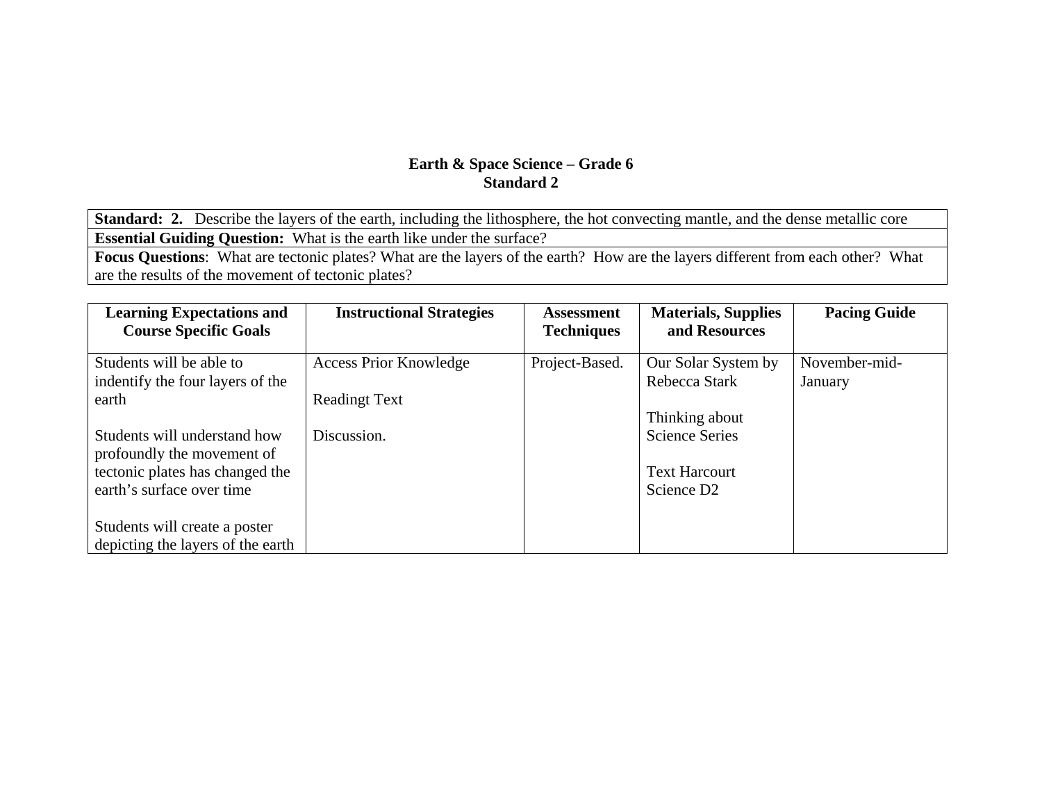**Earth & Space Science – Grade 6**
**Standard 2**

| **Standard: 2.** Describe the layers of the earth, including the lithosphere, the hot convecting mantle, and the dense metallic core |
|---|
| **Essential Guiding Question:** What is the earth like under the surface? |
| **Focus Questions**: What are tectonic plates? What are the layers of the earth? How are the layers different from each other? What are the results of the movement of tectonic plates? |

| Learning Expectations and Course Specific Goals | Instructional Strategies | Assessment Techniques | Materials, Supplies and Resources | Pacing Guide |
|---|---|---|---|---|
| Students will be able to indentify the four layers of the earth<br><br>Students will understand how profoundly the movement of tectonic plates has changed the earth's surface over time<br><br>Students will create a poster depicting the layers of the earth | Access Prior Knowledge<br><br>Readingt Text<br><br>Discussion. | Project-Based. | Our Solar System by Rebecca Stark<br><br>Thinking about Science Series<br><br>Text Harcourt Science D2 | November-mid-January |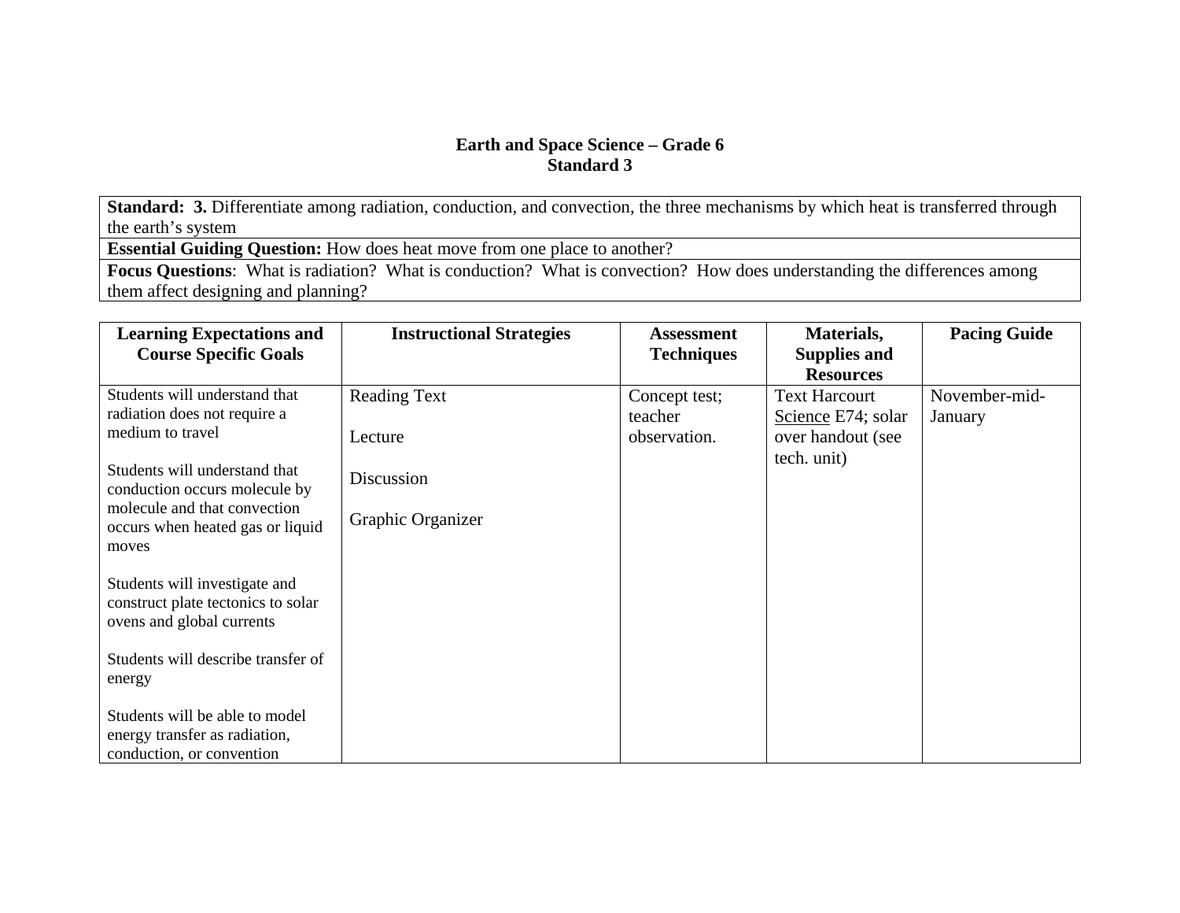# Earth and Space Science – Grade 6
## Standard 3

| **Standard: 3.** Differentiate among radiation, conduction, and convection, the three mechanisms by which heat is transferred through the earth's system |
|---|
| **Essential Guiding Question:** How does heat move from one place to another? |
| **Focus Questions**: What is radiation? What is conduction? What is convection? How does understanding the differences among them affect designing and planning? |

| Learning Expectations and Course Specific Goals | Instructional Strategies | Assessment Techniques | Materials, Supplies and Resources | Pacing Guide |
|---|---|---|---|---|
| Students will understand that radiation does not require a medium to travel<br><br>Students will understand that conduction occurs molecule by molecule and that convection occurs when heated gas or liquid moves<br><br>Students will investigate and construct plate tectonics to solar ovens and global currents<br><br>Students will describe transfer of energy<br><br>Students will be able to model energy transfer as radiation, conduction, or convention | Reading Text<br><br>Lecture<br><br>Discussion<br><br>Graphic Organizer | Concept test; teacher observation. | Text Harcourt Science E74; solar over handout (see tech. unit) | November-mid-January |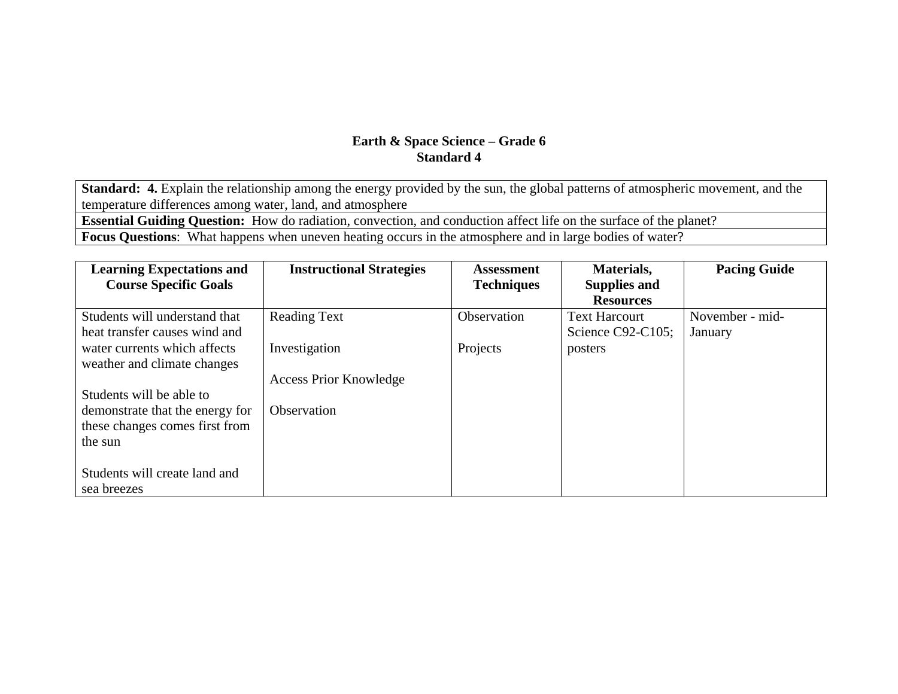**Earth & Space Science – Grade 6**
**Standard 4**

| **Standard: 4.** Explain the relationship among the energy provided by the sun, the global patterns of atmospheric movement, and the temperature differences among water, land, and atmosphere |
|---|
| **Essential Guiding Question:** How do radiation, convection, and conduction affect life on the surface of the planet? |
| **Focus Questions**: What happens when uneven heating occurs in the atmosphere and in large bodies of water? |

| Learning Expectations and Course Specific Goals | Instructional Strategies | Assessment Techniques | Materials, Supplies and Resources | Pacing Guide |
|---|---|---|---|---|
| Students will understand that heat transfer causes wind and water currents which affects weather and climate changes<br><br>Students will be able to demonstrate that the energy for these changes comes first from the sun<br><br>Students will create land and sea breezes | Reading Text<br><br>Investigation<br><br>Access Prior Knowledge<br><br>Observation | Observation<br><br>Projects | Text Harcourt Science C92-C105; posters | November - mid-January |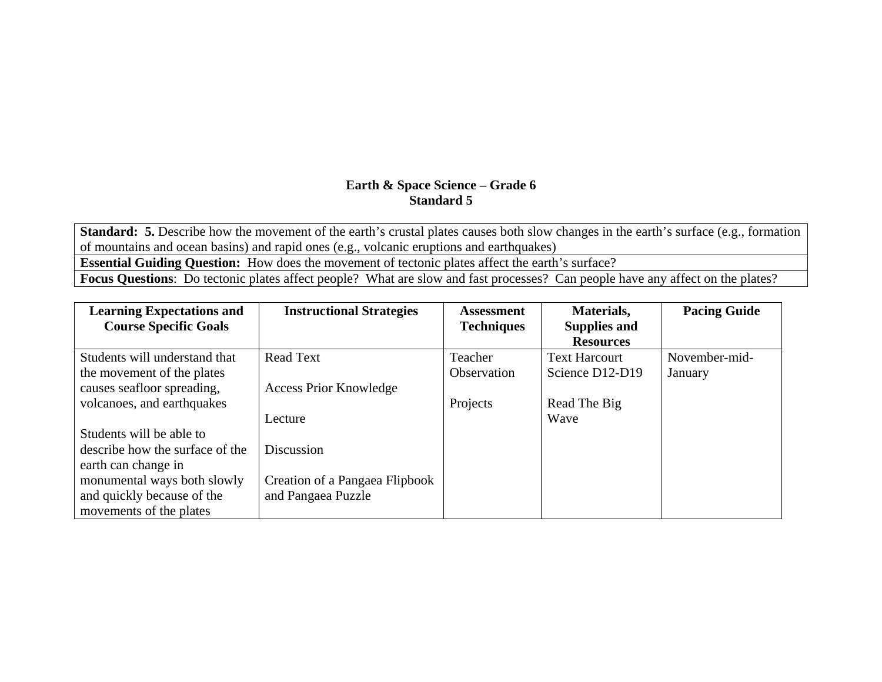**Earth & Space Science – Grade 6**
**Standard 5**

| **Standard: 5.** Describe how the movement of the earth's crustal plates causes both slow changes in the earth's surface (e.g., formation of mountains and ocean basins) and rapid ones (e.g., volcanic eruptions and earthquakes) |
|---|
| **Essential Guiding Question:** How does the movement of tectonic plates affect the earth's surface? |
| **Focus Questions**: Do tectonic plates affect people? What are slow and fast processes? Can people have any affect on the plates? |

| Learning Expectations and Course Specific Goals | Instructional Strategies | Assessment Techniques | Materials, Supplies and Resources | Pacing Guide |
|---|---|---|---|---|
| Students will understand that the movement of the plates causes seafloor spreading, volcanoes, and earthquakes<br><br>Students will be able to describe how the surface of the earth can change in monumental ways both slowly and quickly because of the movements of the plates | Read Text<br><br>Access Prior Knowledge<br><br>Lecture<br><br>Discussion<br><br>Creation of a Pangaea Flipbook and Pangaea Puzzle | Teacher Observation<br><br>Projects | Text Harcourt Science D12-D19<br><br>Read The Big Wave | November-mid-January |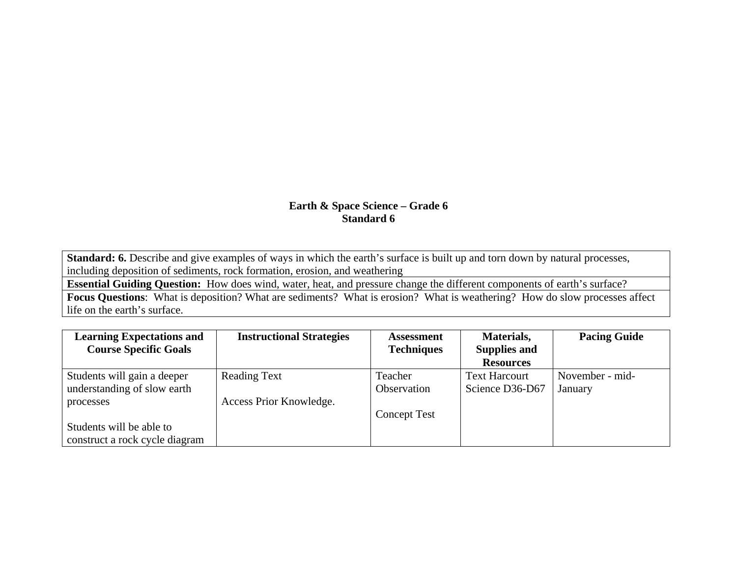**Earth & Space Science – Grade 6**
**Standard 6**

| **Standard: 6.** Describe and give examples of ways in which the earth's surface is built up and torn down by natural processes, including deposition of sediments, rock formation, erosion, and weathering |
|---|
| **Essential Guiding Question:** How does wind, water, heat, and pressure change the different components of earth's surface? |
| **Focus Questions**: What is deposition? What are sediments? What is erosion? What is weathering? How do slow processes affect life on the earth's surface. |

| Learning Expectations and Course Specific Goals | Instructional Strategies | Assessment Techniques | Materials, Supplies and Resources | Pacing Guide |
|---|---|---|---|---|
| Students will gain a deeper understanding of slow earth processes<br><br>Students will be able to construct a rock cycle diagram | Reading Text<br><br>Access Prior Knowledge. | Teacher Observation<br><br>Concept Test | Text Harcourt Science D36-D67 | November - mid-January |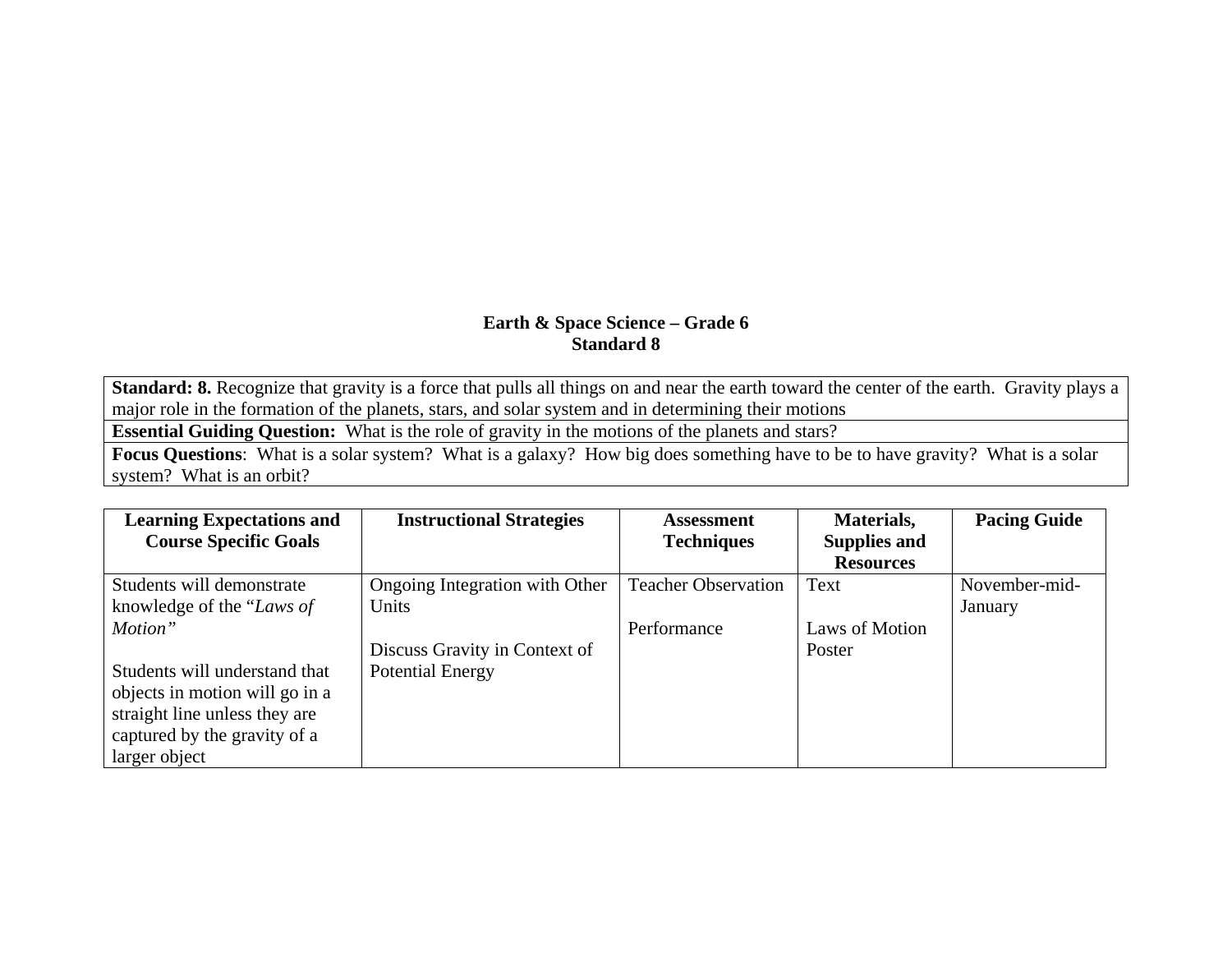**Earth & Space Science – Grade 6**
**Standard 8**

| **Standard: 8.** Recognize that gravity is a force that pulls all things on and near the earth toward the center of the earth. Gravity plays a major role in the formation of the planets, stars, and solar system and in determining their motions |
|---|
| **Essential Guiding Question:** What is the role of gravity in the motions of the planets and stars? |
| **Focus Questions**: What is a solar system? What is a galaxy? How big does something have to be to have gravity? What is a solar system? What is an orbit? |

| Learning Expectations and Course Specific Goals | Instructional Strategies | Assessment Techniques | Materials, Supplies and Resources | Pacing Guide |
|---|---|---|---|---|
| Students will demonstrate knowledge of the "*Laws of Motion*"<br><br>Students will understand that objects in motion will go in a straight line unless they are captured by the gravity of a larger object | Ongoing Integration with Other Units<br><br>Discuss Gravity in Context of Potential Energy | Teacher Observation<br><br>Performance | Text<br><br>Laws of Motion Poster | November-mid-January |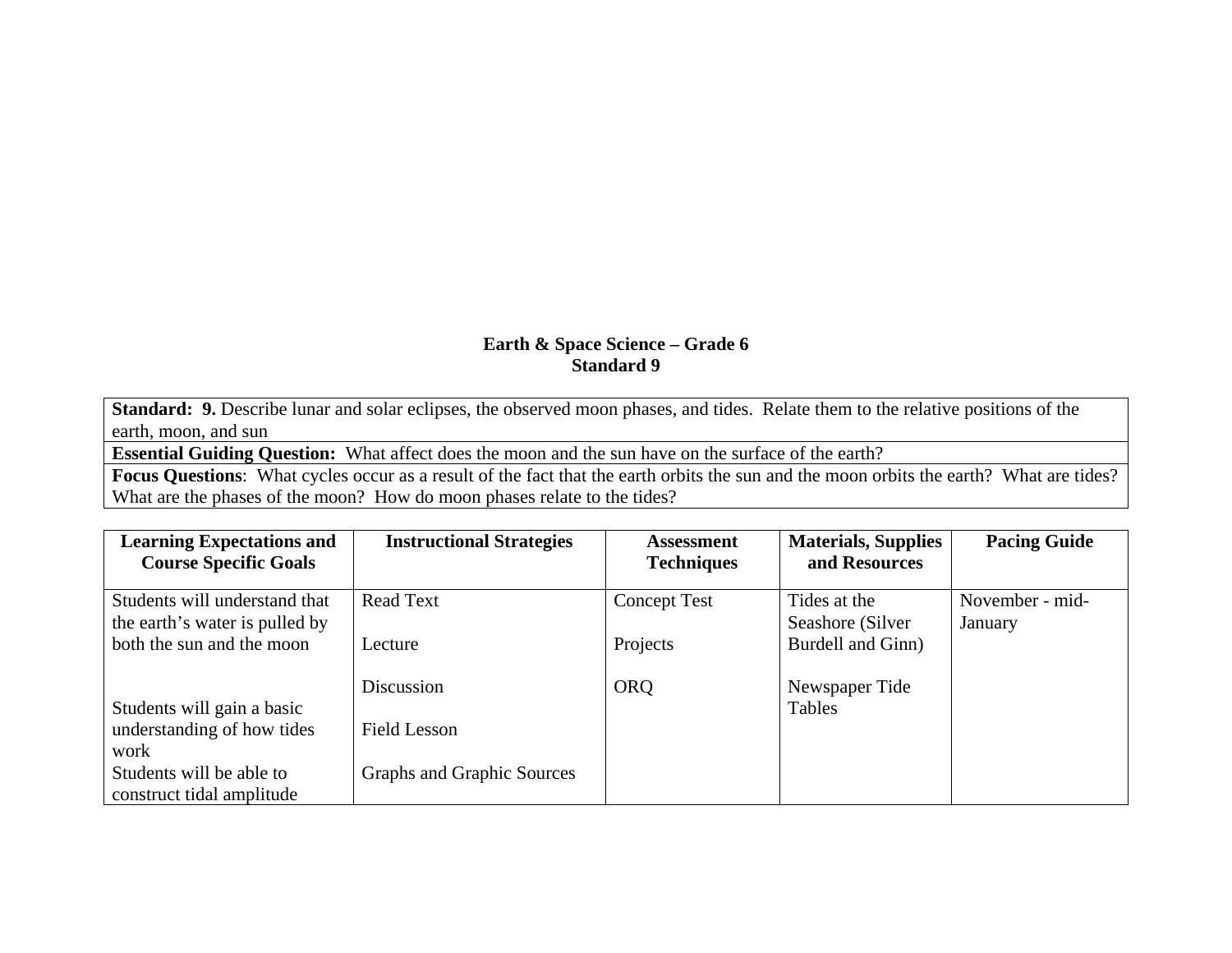**Earth & Space Science – Grade 6**
**Standard 9**

| **Standard: 9.** Describe lunar and solar eclipses, the observed moon phases, and tides. Relate them to the relative positions of the earth, moon, and sun |
|---|
| **Essential Guiding Question:** What affect does the moon and the sun have on the surface of the earth? |
| **Focus Questions**: What cycles occur as a result of the fact that the earth orbits the sun and the moon orbits the earth? What are tides? What are the phases of the moon? How do moon phases relate to the tides? |

| Learning Expectations and Course Specific Goals | Instructional Strategies | Assessment Techniques | Materials, Supplies and Resources | Pacing Guide |
|---|---|---|---|---|
| Students will understand that the earth's water is pulled by both the sun and the moon<br><br>Students will gain a basic understanding of how tides work<br>Students will be able to construct tidal amplitude | Read Text<br><br>Lecture<br><br>Discussion<br><br>Field Lesson<br><br>Graphs and Graphic Sources | Concept Test<br><br>Projects<br><br>ORQ | Tides at the Seashore (Silver Burdell and Ginn)<br><br>Newspaper Tide Tables | November - mid-January |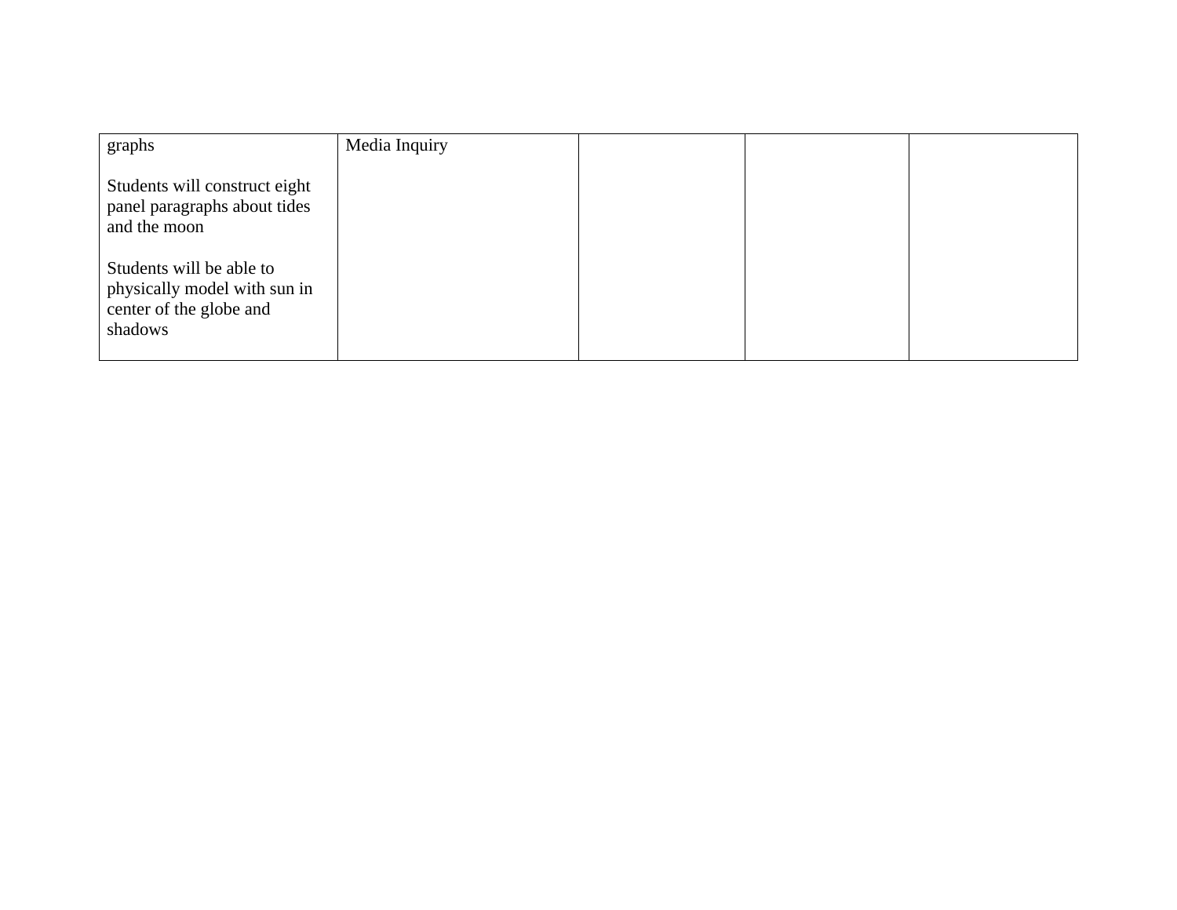| | | | | |
|---|---|---|---|---|
| graphs<br><br>Students will construct eight panel paragraphs about tides and the moon<br><br>Students will be able to physically model with sun in center of the globe and shadows | Media Inquiry | | | |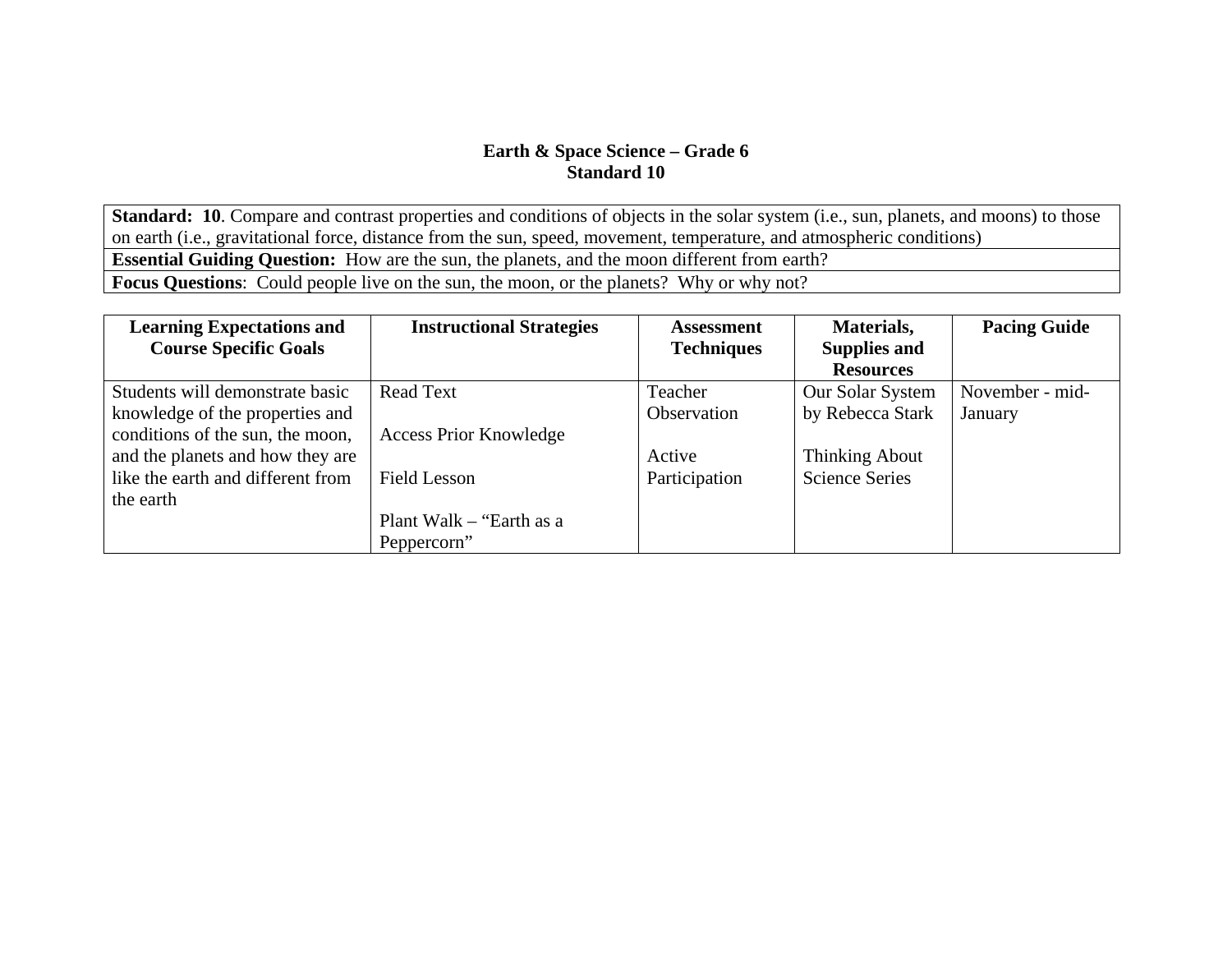**Earth & Space Science – Grade 6**
**Standard 10**

| **Standard: 10**. Compare and contrast properties and conditions of objects in the solar system (i.e., sun, planets, and moons) to those on earth (i.e., gravitational force, distance from the sun, speed, movement, temperature, and atmospheric conditions) |
|---|
| **Essential Guiding Question:** How are the sun, the planets, and the moon different from earth? |
| **Focus Questions**: Could people live on the sun, the moon, or the planets? Why or why not? |

| Learning Expectations and Course Specific Goals | Instructional Strategies | Assessment Techniques | Materials, Supplies and Resources | Pacing Guide |
|---|---|---|---|---|
| Students will demonstrate basic knowledge of the properties and conditions of the sun, the moon, and the planets and how they are like the earth and different from the earth | Read Text<br><br>Access Prior Knowledge<br><br>Field Lesson<br><br>Plant Walk – "Earth as a Peppercorn" | Teacher Observation<br><br>Active Participation | Our Solar System by Rebecca Stark<br><br>Thinking About Science Series | November - mid-January |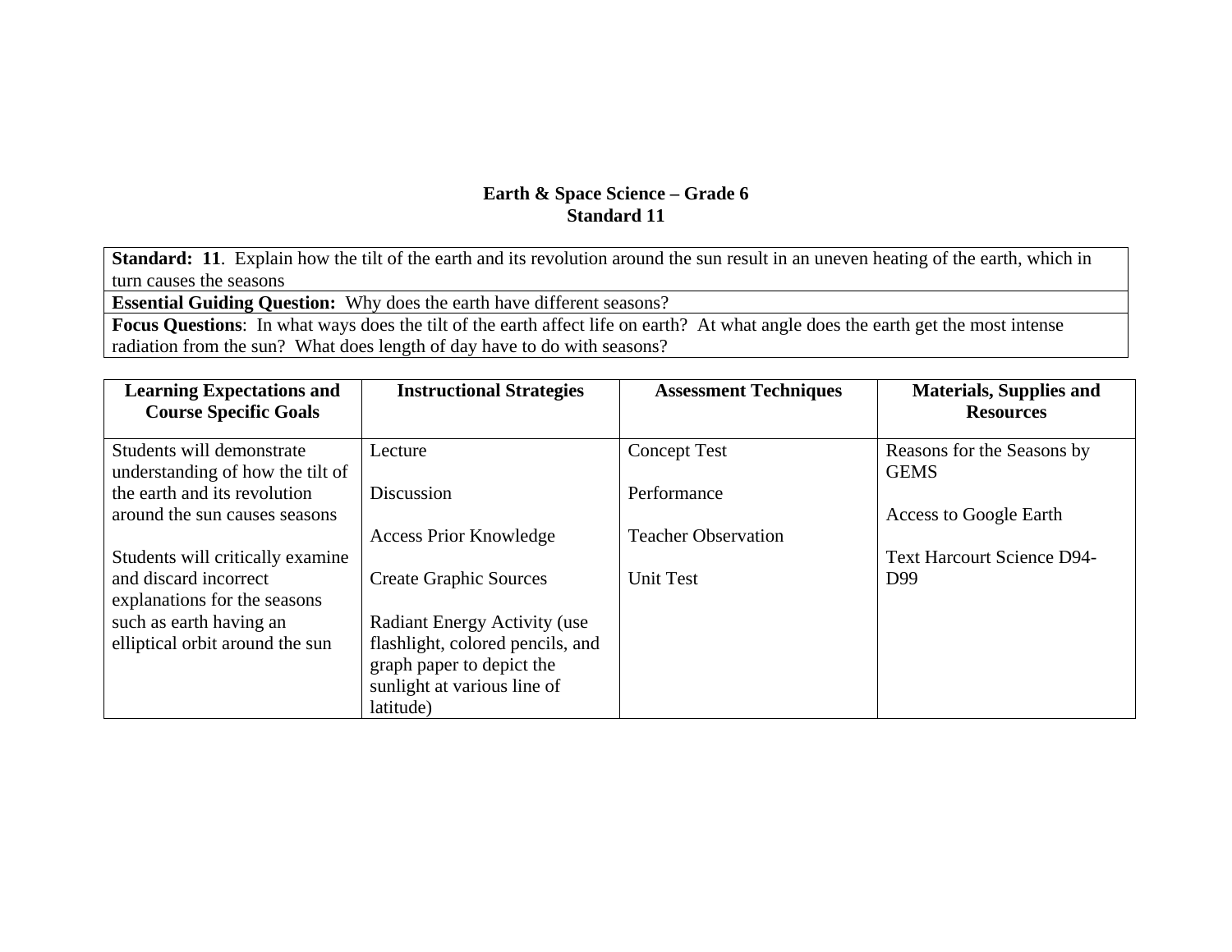**Earth & Space Science – Grade 6**
**Standard 11**

| **Standard: 11**. Explain how the tilt of the earth and its revolution around the sun result in an uneven heating of the earth, which in turn causes the seasons |
|---|
| **Essential Guiding Question:** Why does the earth have different seasons? |
| **Focus Questions**: In what ways does the tilt of the earth affect life on earth? At what angle does the earth get the most intense radiation from the sun? What does length of day have to do with seasons? |

| Learning Expectations and Course Specific Goals | Instructional Strategies | Assessment Techniques | Materials, Supplies and Resources |
|---|---|---|---|
| Students will demonstrate understanding of how the tilt of the earth and its revolution around the sun causes seasons<br><br>Students will critically examine and discard incorrect explanations for the seasons such as earth having an elliptical orbit around the sun | Lecture<br><br>Discussion<br><br>Access Prior Knowledge<br><br>Create Graphic Sources<br><br>Radiant Energy Activity (use flashlight, colored pencils, and graph paper to depict the sunlight at various line of latitude) | Concept Test<br><br>Performance<br><br>Teacher Observation<br><br>Unit Test | Reasons for the Seasons by GEMS<br><br>Access to Google Earth<br><br>Text Harcourt Science D94-D99 |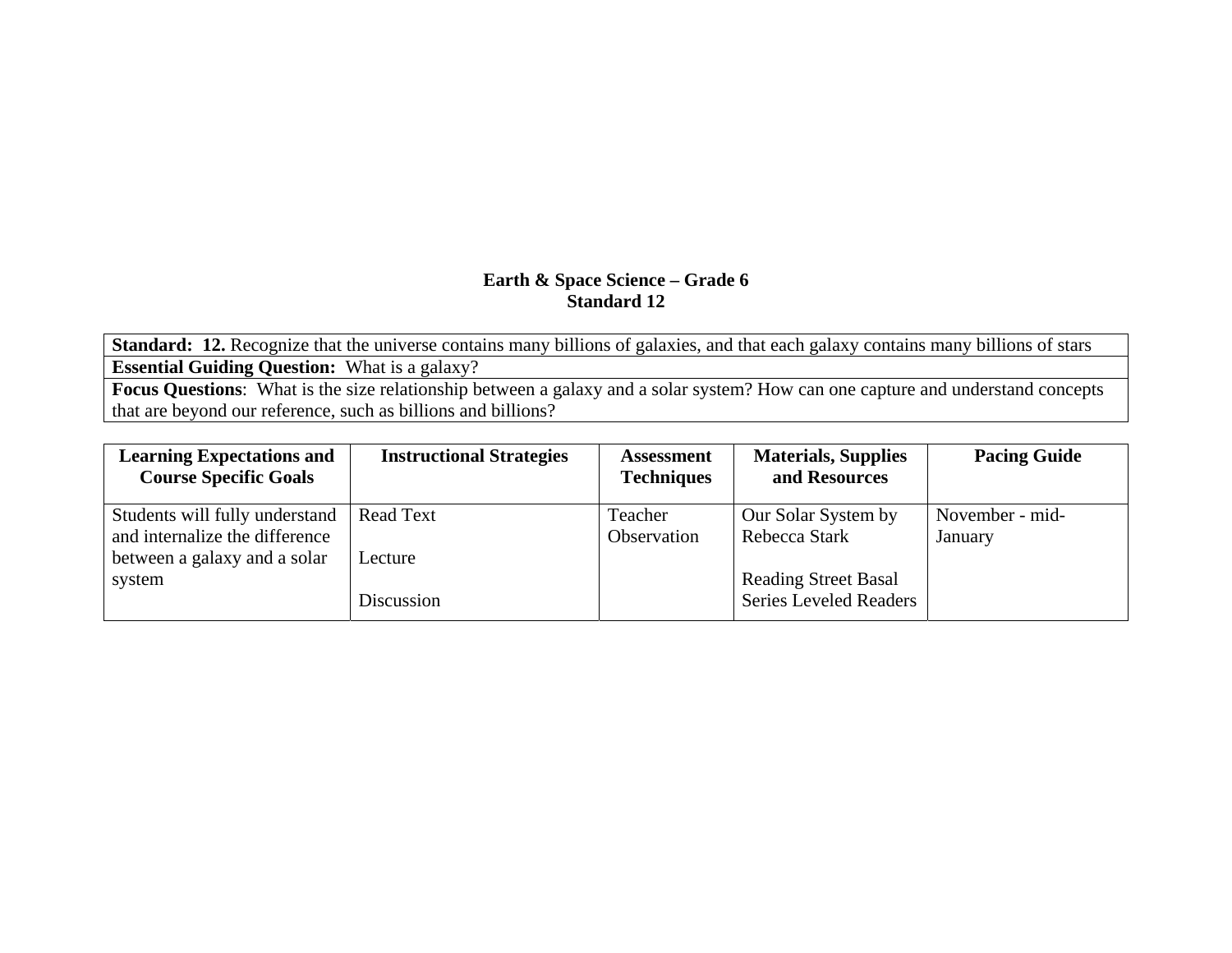## Earth & Space Science – Grade 6
## Standard 12

| **Standard: 12.** Recognize that the universe contains many billions of galaxies, and that each galaxy contains many billions of stars |
|---|
| **Essential Guiding Question:** What is a galaxy? |
| **Focus Questions**: What is the size relationship between a galaxy and a solar system? How can one capture and understand concepts that are beyond our reference, such as billions and billions? |

| Learning Expectations and Course Specific Goals | Instructional Strategies | Assessment Techniques | Materials, Supplies and Resources | Pacing Guide |
|---|---|---|---|---|
| Students will fully understand and internalize the difference between a galaxy and a solar system | Read Text<br><br>Lecture<br><br>Discussion | Teacher Observation | Our Solar System by Rebecca Stark<br><br>Reading Street Basal Series Leveled Readers | November - mid-January |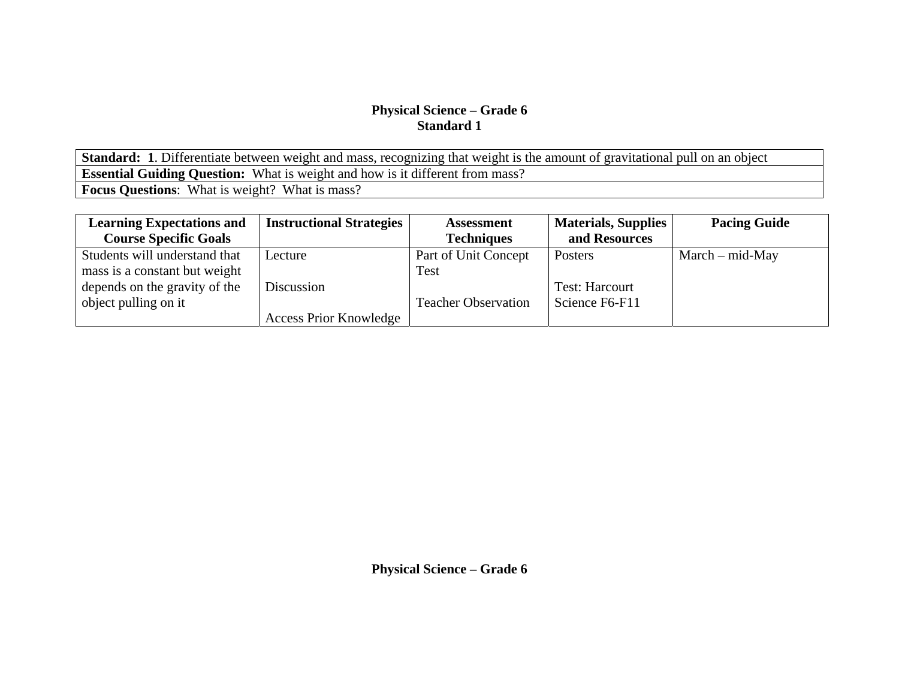# Physical Science – Grade 6
## Standard 1

| **Standard: 1**. Differentiate between weight and mass, recognizing that weight is the amount of gravitational pull on an object |
|---|
| **Essential Guiding Question:** What is weight and how is it different from mass? |
| **Focus Questions**: What is weight? What is mass? |

| Learning Expectations and Course Specific Goals | Instructional Strategies | Assessment Techniques | Materials, Supplies and Resources | Pacing Guide |
|---|---|---|---|---|
| Students will understand that mass is a constant but weight depends on the gravity of the object pulling on it | Lecture<br><br>Discussion<br><br>Access Prior Knowledge | Part of Unit Concept Test<br><br>Teacher Observation | Posters<br><br>Test: Harcourt Science F6-F11 | March – mid-May |

# Physical Science – Grade 6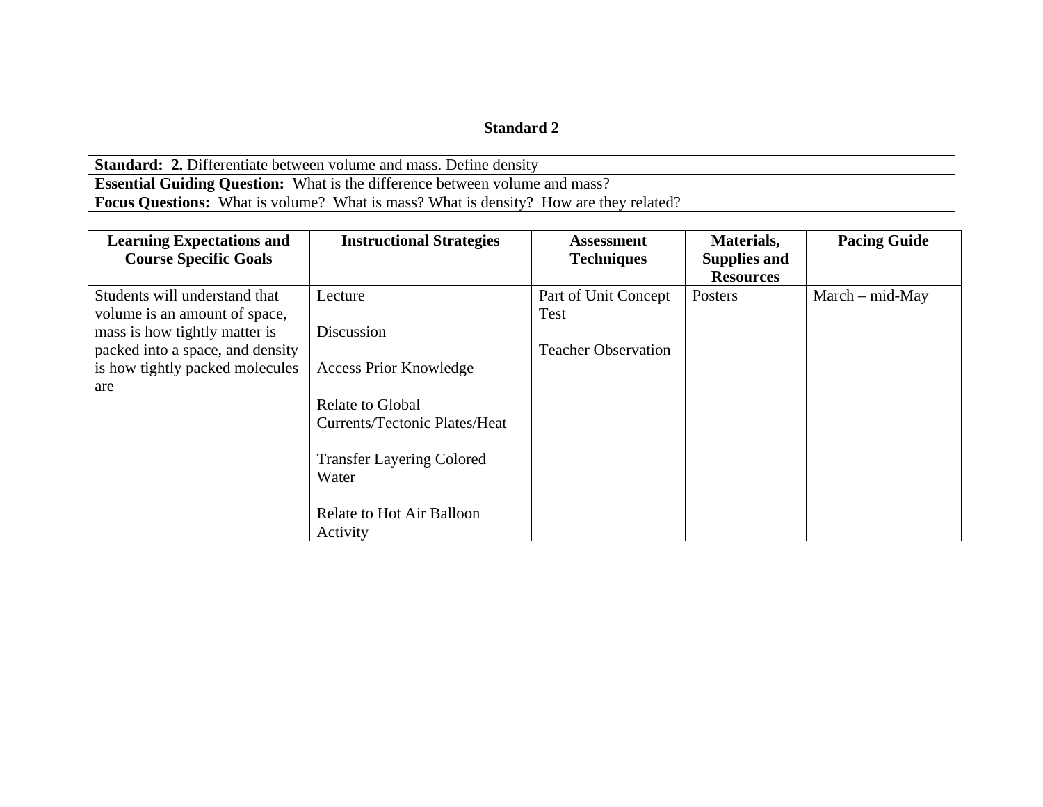### Standard 2

| **Standard: 2.** Differentiate between volume and mass. Define density |
|---|
| **Essential Guiding Question:** What is the difference between volume and mass? |
| **Focus Questions:** What is volume? What is mass? What is density? How are they related? |

| Learning Expectations and Course Specific Goals | Instructional Strategies | Assessment Techniques | Materials, Supplies and Resources | Pacing Guide |
|---|---|---|---|---|
| Students will understand that volume is an amount of space, mass is how tightly matter is packed into a space, and density is how tightly packed molecules are | Lecture<br><br>Discussion<br><br>Access Prior Knowledge<br><br>Relate to Global Currents/Tectonic Plates/Heat<br><br>Transfer Layering Colored Water<br><br>Relate to Hot Air Balloon Activity | Part of Unit Concept Test<br><br>Teacher Observation | Posters | March – mid-May |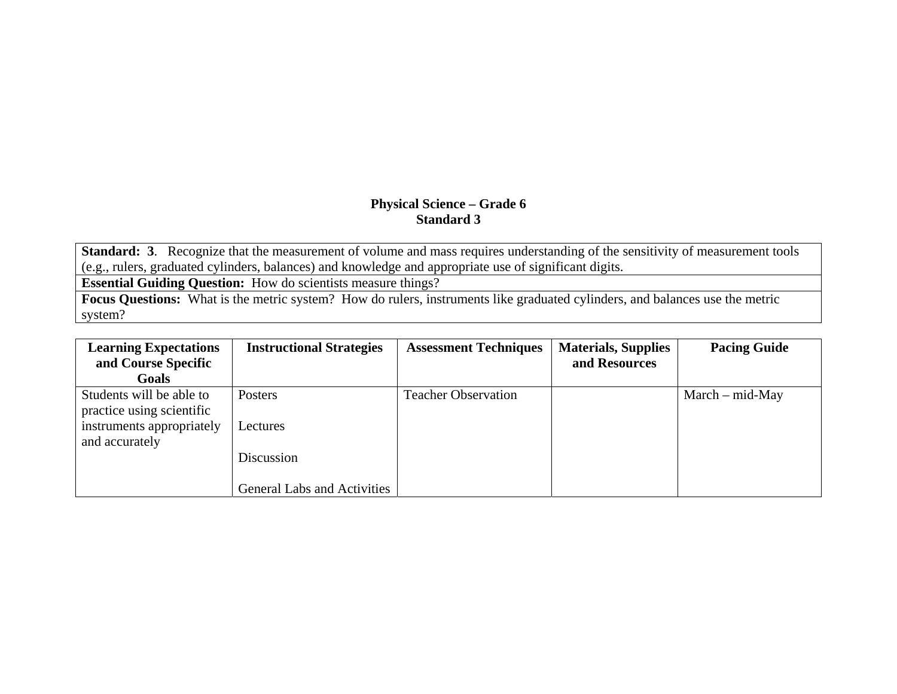**Physical Science – Grade 6**
**Standard 3**

| **Standard: 3**. Recognize that the measurement of volume and mass requires understanding of the sensitivity of measurement tools (e.g., rulers, graduated cylinders, balances) and knowledge and appropriate use of significant digits. |
|---|
| **Essential Guiding Question:** How do scientists measure things? |
| **Focus Questions:** What is the metric system? How do rulers, instruments like graduated cylinders, and balances use the metric system? |

| Learning Expectations and Course Specific Goals | Instructional Strategies | Assessment Techniques | Materials, Supplies and Resources | Pacing Guide |
|---|---|---|---|---|
| Students will be able to practice using scientific instruments appropriately and accurately | Posters<br><br>Lectures<br><br>Discussion<br><br>General Labs and Activities | Teacher Observation | | March – mid-May |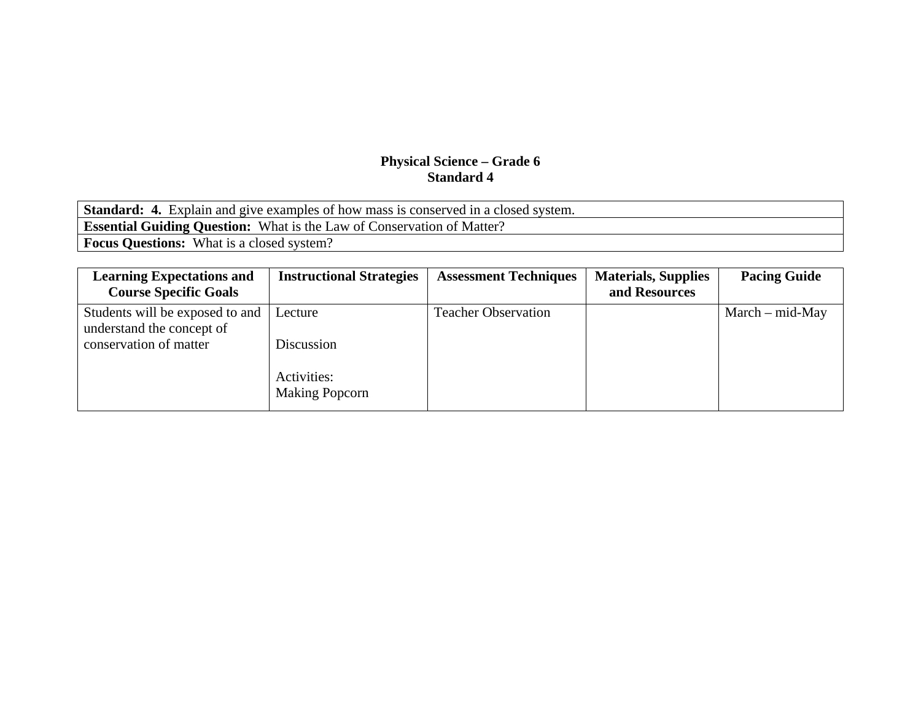**Physical Science – Grade 6**
**Standard 4**

| **Standard: 4.** Explain and give examples of how mass is conserved in a closed system. |
|---|
| **Essential Guiding Question:** What is the Law of Conservation of Matter? |
| **Focus Questions:** What is a closed system? |

| Learning Expectations and Course Specific Goals | Instructional Strategies | Assessment Techniques | Materials, Supplies and Resources | Pacing Guide |
|---|---|---|---|---|
| Students will be exposed to and understand the concept of conservation of matter | Lecture<br><br>Discussion<br><br>Activities:<br>Making Popcorn | Teacher Observation | | March – mid-May |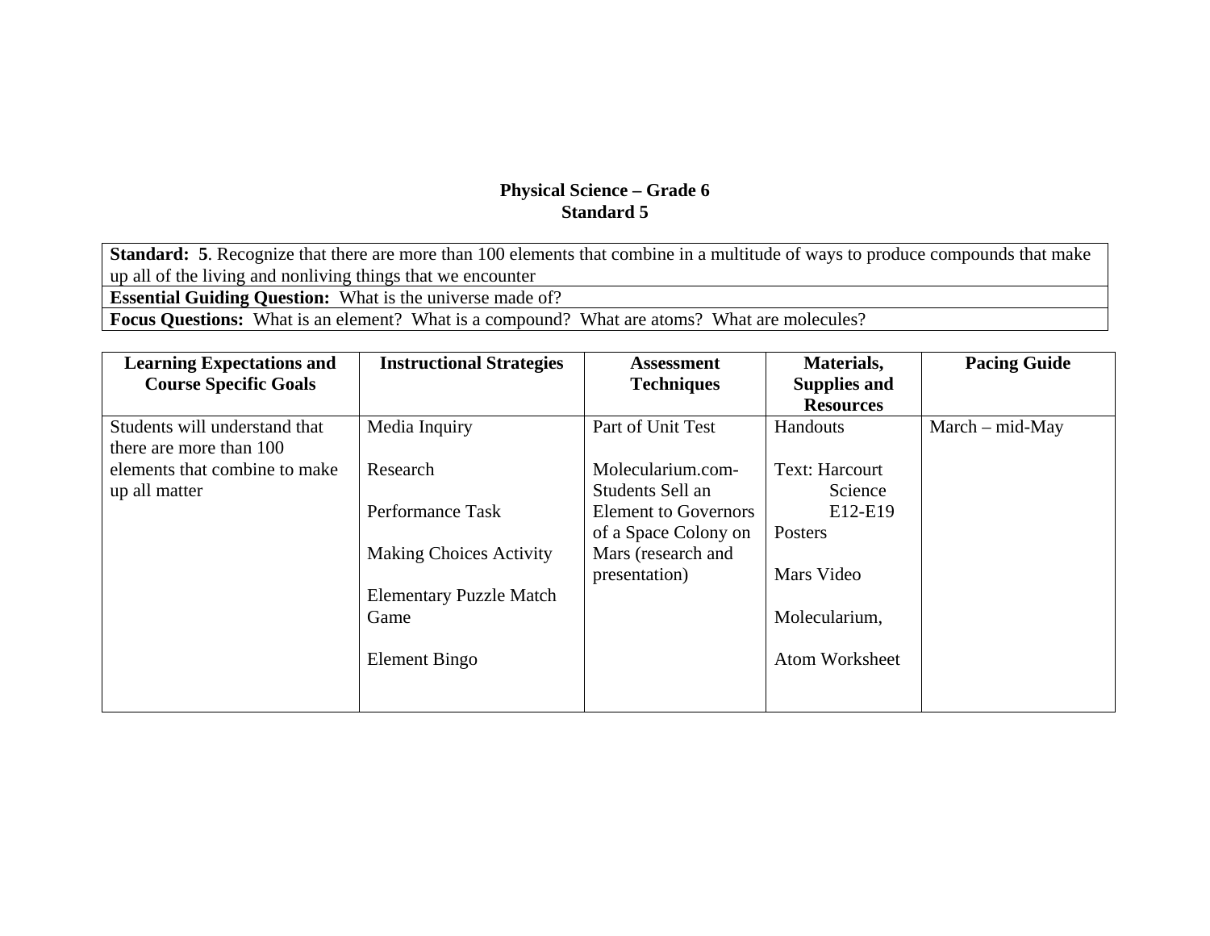**Physical Science – Grade 6**
**Standard 5**

| **Standard: 5**. Recognize that there are more than 100 elements that combine in a multitude of ways to produce compounds that make up all of the living and nonliving things that we encounter |
|---|
| **Essential Guiding Question:** What is the universe made of? |
| **Focus Questions:** What is an element? What is a compound? What are atoms? What are molecules? |

| Learning Expectations and Course Specific Goals | Instructional Strategies | Assessment Techniques | Materials, Supplies and Resources | Pacing Guide |
|---|---|---|---|---|
| Students will understand that there are more than 100 elements that combine to make up all matter | Media Inquiry<br><br>Research<br><br>Performance Task<br><br>Making Choices Activity<br><br>Elementary Puzzle Match Game<br><br>Element Bingo | Part of Unit Test<br><br>Molecularium.com- Students Sell an Element to Governors of a Space Colony on Mars (research and presentation) | Handouts<br><br>Text: Harcourt Science E12-E19<br>Posters<br><br>Mars Video<br><br>Molecularium,<br><br>Atom Worksheet | March – mid-May |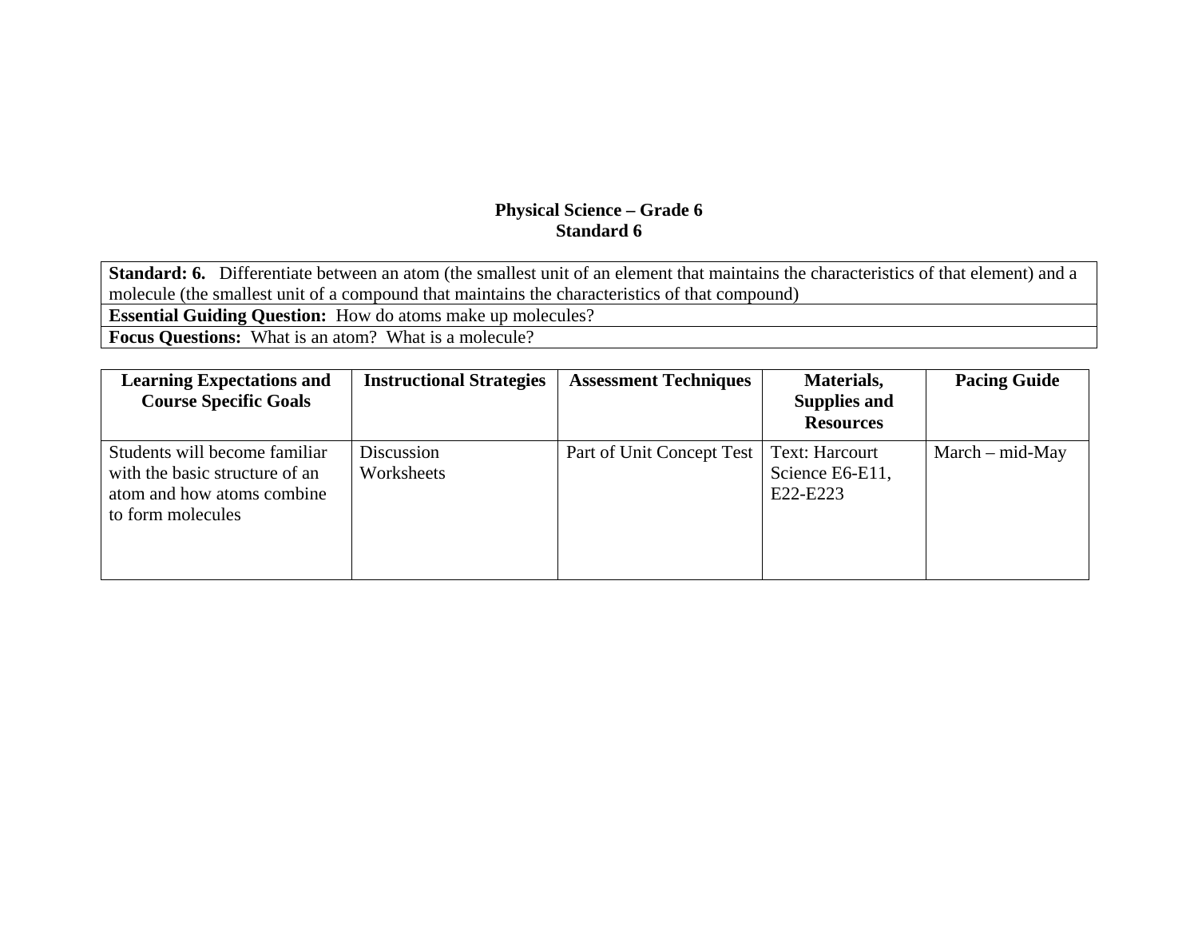**Physical Science – Grade 6**
**Standard 6**

| **Standard: 6.** Differentiate between an atom (the smallest unit of an element that maintains the characteristics of that element) and a molecule (the smallest unit of a compound that maintains the characteristics of that compound) |
|---|
| **Essential Guiding Question:** How do atoms make up molecules? |
| **Focus Questions:** What is an atom? What is a molecule? |

| Learning Expectations and Course Specific Goals | Instructional Strategies | Assessment Techniques | Materials, Supplies and Resources | Pacing Guide |
|---|---|---|---|---|
| Students will become familiar with the basic structure of an atom and how atoms combine to form molecules | Discussion<br>Worksheets | Part of Unit Concept Test | Text: Harcourt Science E6-E11, E22-E223 | March – mid-May |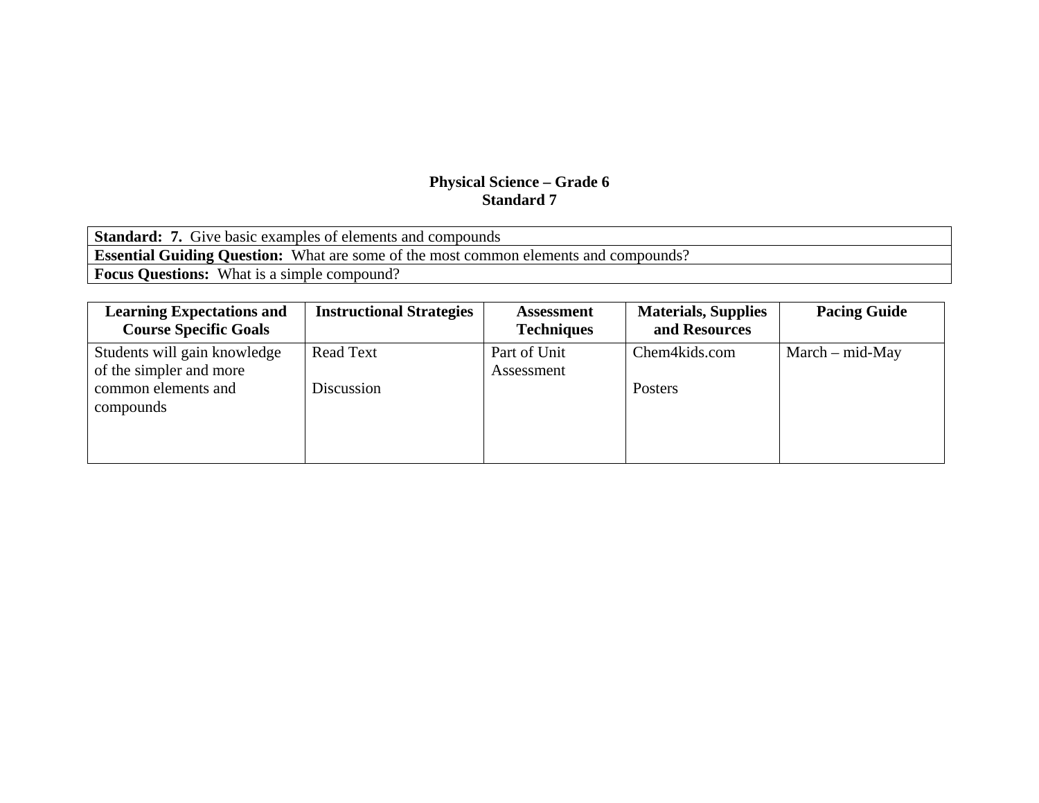**Physical Science – Grade 6**
**Standard 7**

| **Standard: 7.** Give basic examples of elements and compounds |
|---|
| **Essential Guiding Question:** What are some of the most common elements and compounds? |
| **Focus Questions:** What is a simple compound? |

| Learning Expectations and Course Specific Goals | Instructional Strategies | Assessment Techniques | Materials, Supplies and Resources | Pacing Guide |
|---|---|---|---|---|
| Students will gain knowledge of the simpler and more common elements and compounds | Read Text<br><br>Discussion | Part of Unit Assessment | Chem4kids.com<br><br>Posters | March – mid-May |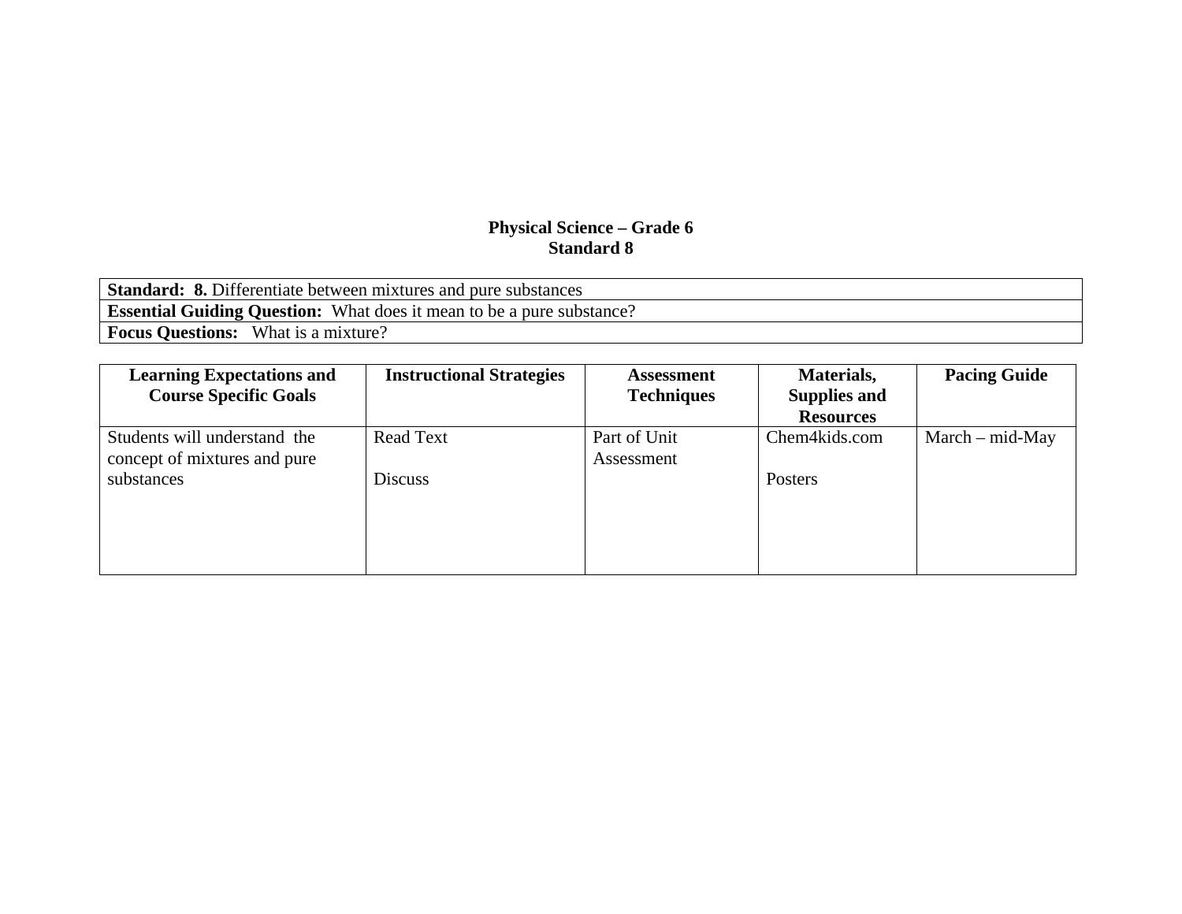**Physical Science – Grade 6**
**Standard 8**

| **Standard: 8.** Differentiate between mixtures and pure substances |
|---|
| **Essential Guiding Question:** What does it mean to be a pure substance? |
| **Focus Questions:** What is a mixture? |

| Learning Expectations and Course Specific Goals | Instructional Strategies | Assessment Techniques | Materials, Supplies and Resources | Pacing Guide |
|---|---|---|---|---|
| Students will understand the concept of mixtures and pure substances | Read Text<br><br>Discuss | Part of Unit Assessment | Chem4kids.com<br><br>Posters | March – mid-May |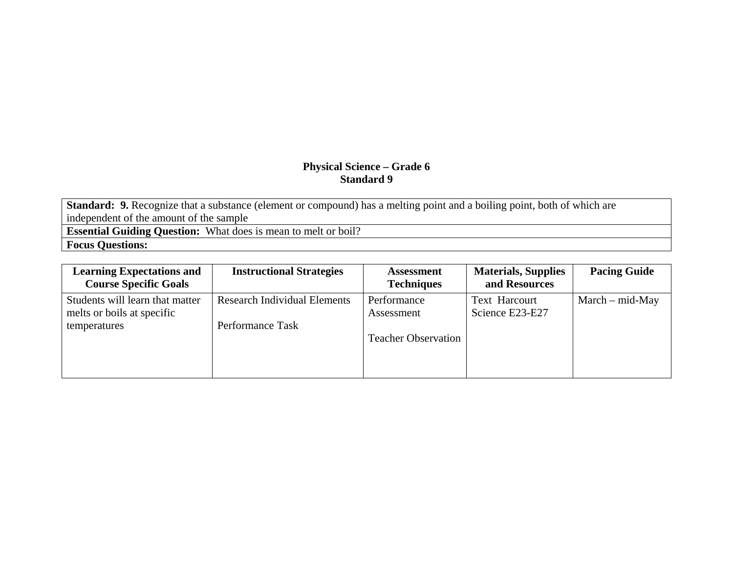**Physical Science – Grade 6**
**Standard 9**

| **Standard: 9.** Recognize that a substance (element or compound) has a melting point and a boiling point, both of which are independent of the amount of the sample |
|---|
| **Essential Guiding Question:** What does is mean to melt or boil? |
| **Focus Questions:** |

| Learning Expectations and Course Specific Goals | Instructional Strategies | Assessment Techniques | Materials, Supplies and Resources | Pacing Guide |
|---|---|---|---|---|
| Students will learn that matter melts or boils at specific temperatures | Research Individual Elements<br><br>Performance Task | Performance Assessment<br><br>Teacher Observation | Text Harcourt Science E23-E27 | March – mid-May |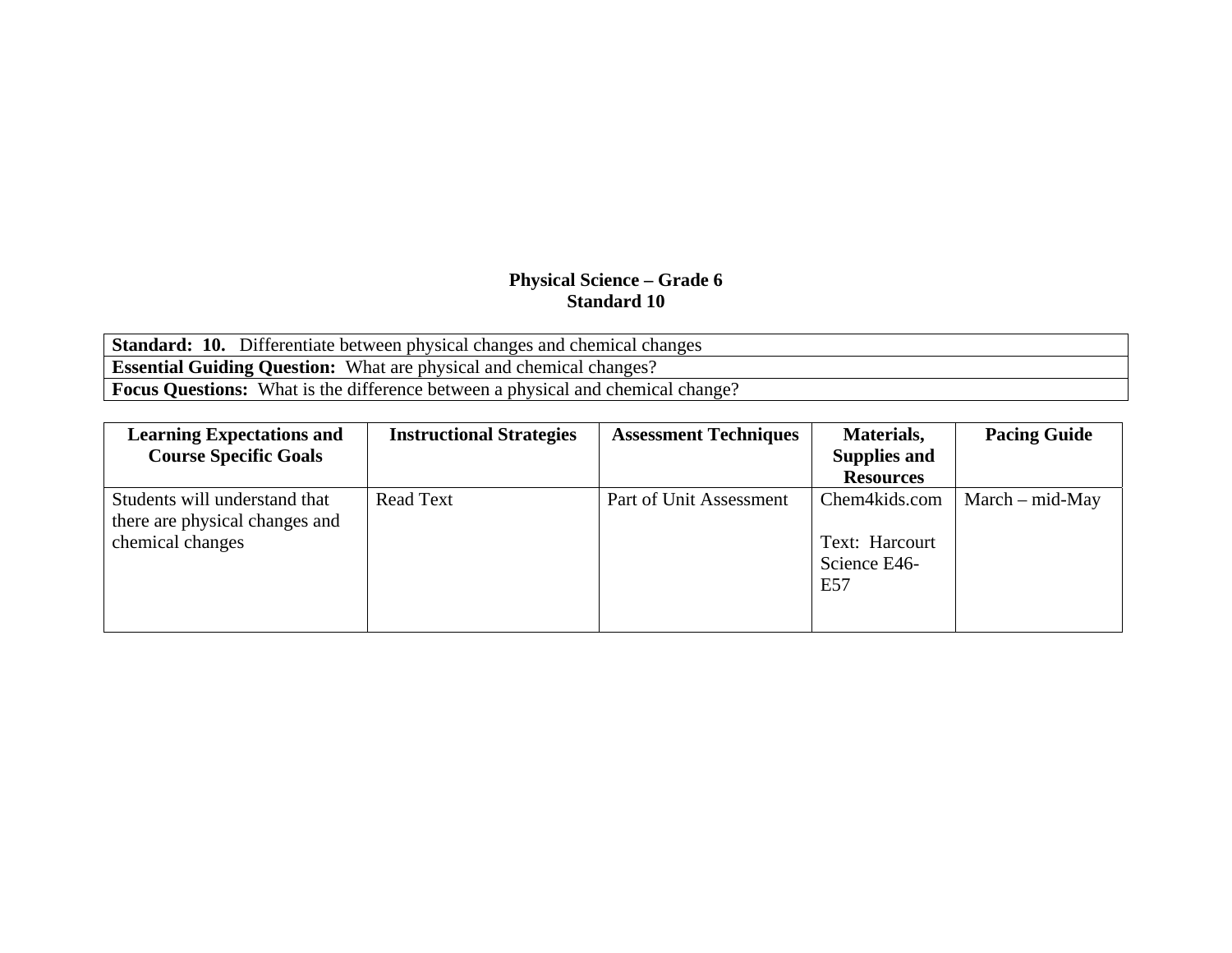**Physical Science – Grade 6**
**Standard 10**

| **Standard: 10.** Differentiate between physical changes and chemical changes |
|---|
| **Essential Guiding Question:** What are physical and chemical changes? |
| **Focus Questions:** What is the difference between a physical and chemical change? |

| Learning Expectations and Course Specific Goals | Instructional Strategies | Assessment Techniques | Materials, Supplies and Resources | Pacing Guide |
|---|---|---|---|---|
| Students will understand that there are physical changes and chemical changes | Read Text | Part of Unit Assessment | Chem4kids.com<br><br>Text: Harcourt Science E46-E57 | March – mid-May |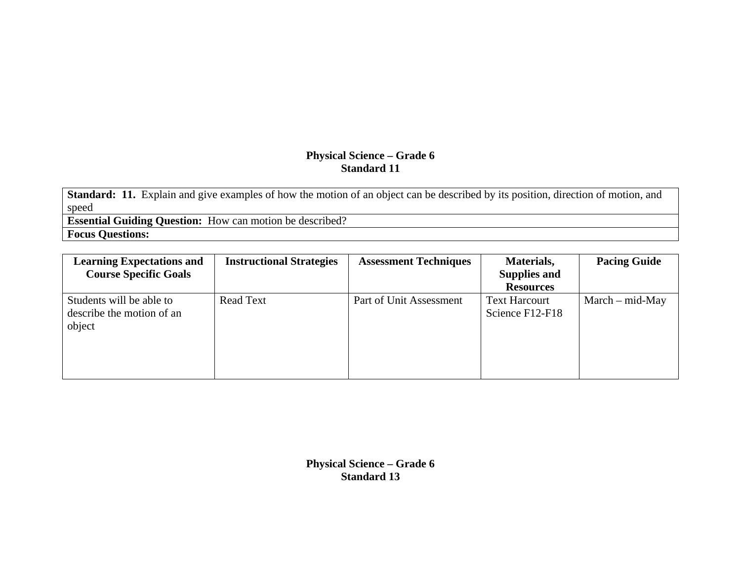## Physical Science – Grade 6
## Standard 11

| **Standard: 11.** Explain and give examples of how the motion of an object can be described by its position, direction of motion, and speed |
|---|
| **Essential Guiding Question:** How can motion be described? |
| **Focus Questions:** |

| Learning Expectations and Course Specific Goals | Instructional Strategies | Assessment Techniques | Materials, Supplies and Resources | Pacing Guide |
|---|---|---|---|---|
| Students will be able to describe the motion of an object | Read Text | Part of Unit Assessment | Text Harcourt Science F12-F18 | March – mid-May |

## Physical Science – Grade 6
## Standard 13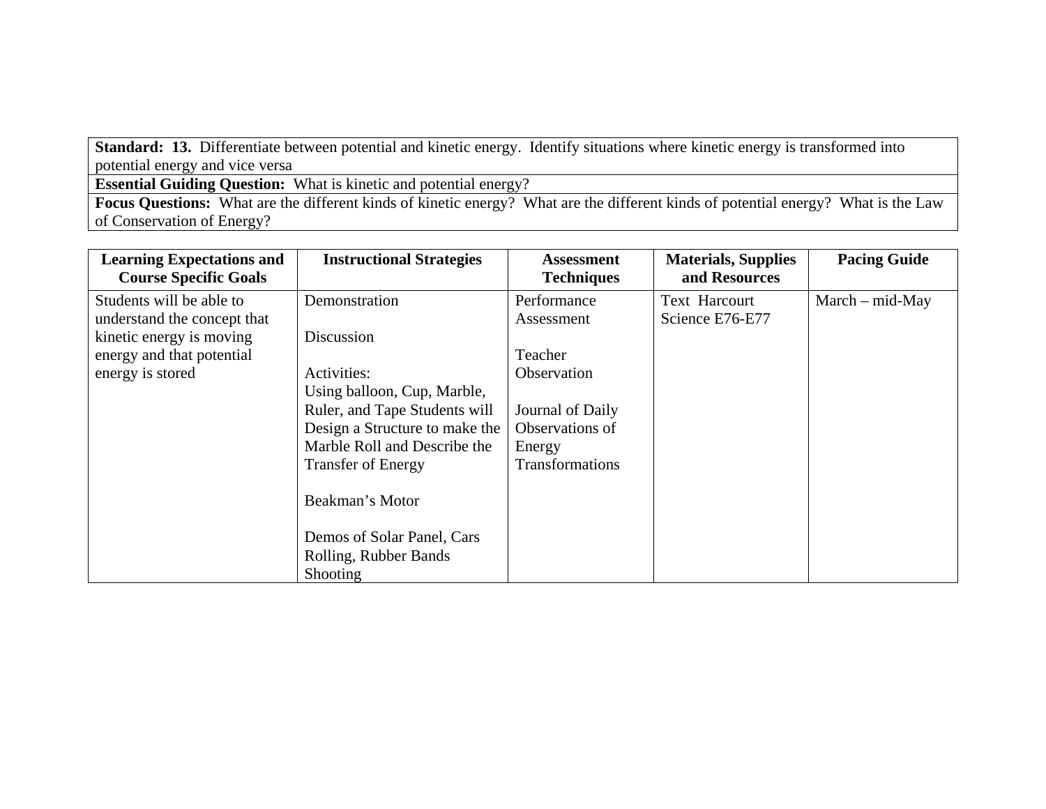| **Standard: 13.** Differentiate between potential and kinetic energy. Identify situations where kinetic energy is transformed into potential energy and vice versa |
|---|
| **Essential Guiding Question:** What is kinetic and potential energy? |
| **Focus Questions:** What are the different kinds of kinetic energy? What are the different kinds of potential energy? What is the Law of Conservation of Energy? |

| **Learning Expectations and Course Specific Goals** | **Instructional Strategies** | **Assessment Techniques** | **Materials, Supplies and Resources** | **Pacing Guide** |
|---|---|---|---|---|
| Students will be able to understand the concept that kinetic energy is moving energy and that potential energy is stored | Demonstration<br><br>Discussion<br><br>Activities:<br>Using balloon, Cup, Marble, Ruler, and Tape Students will Design a Structure to make the Marble Roll and Describe the Transfer of Energy<br><br>Beakman's Motor<br><br>Demos of Solar Panel, Cars Rolling, Rubber Bands Shooting | Performance Assessment<br><br>Teacher Observation<br><br>Journal of Daily Observations of Energy Transformations | Text Harcourt Science E76-E77 | March – mid-May |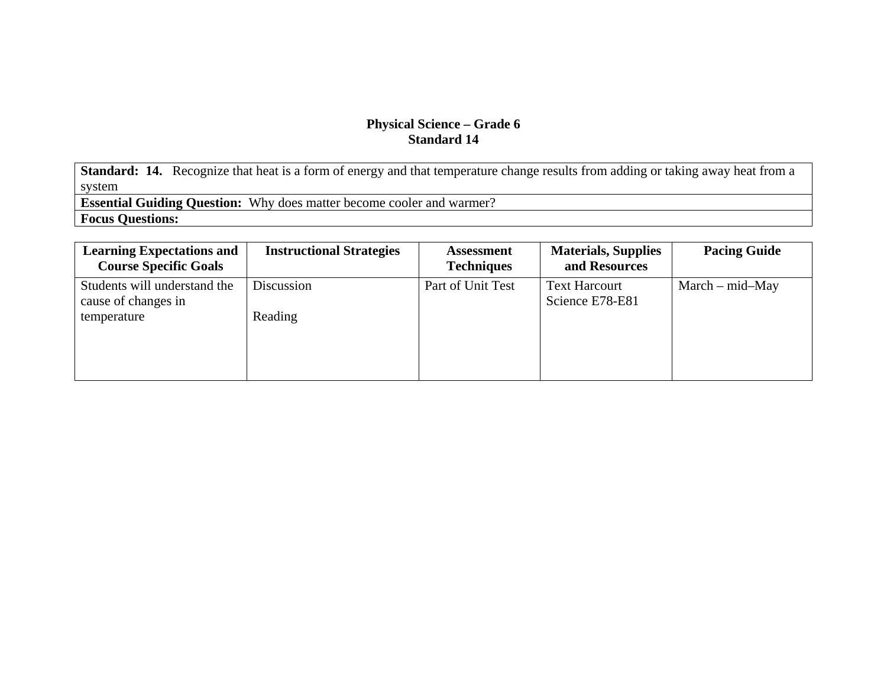**Physical Science – Grade 6**
**Standard 14**

| **Standard: 14.** Recognize that heat is a form of energy and that temperature change results from adding or taking away heat from a system |
|---|
| **Essential Guiding Question:** Why does matter become cooler and warmer? |
| **Focus Questions:** |

| Learning Expectations and Course Specific Goals | Instructional Strategies | Assessment Techniques | Materials, Supplies and Resources | Pacing Guide |
|---|---|---|---|---|
| Students will understand the cause of changes in temperature | Discussion<br><br>Reading | Part of Unit Test | Text Harcourt Science E78-E81 | March – mid–May |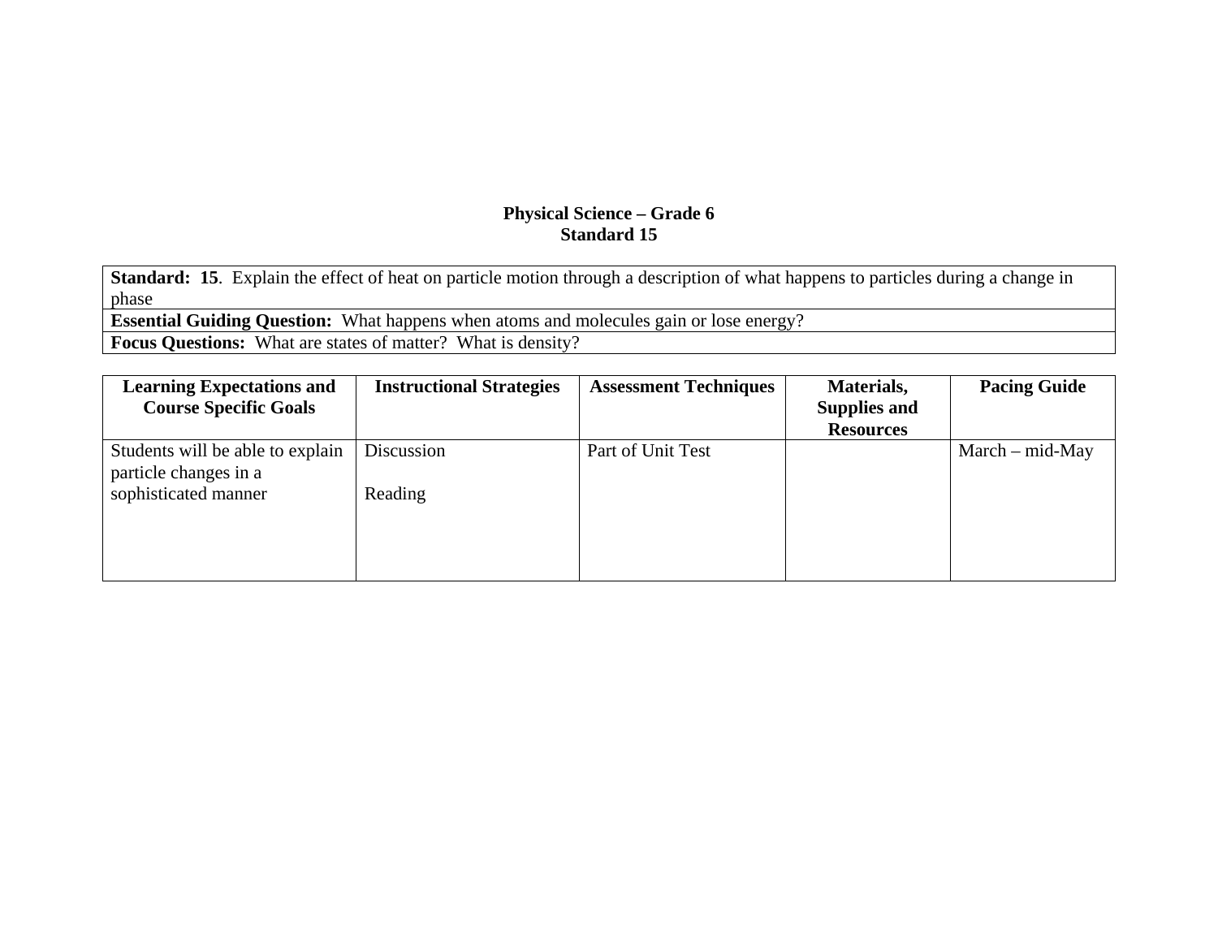**Physical Science – Grade 6**
**Standard 15**

| | |
|---|---|
| **Standard: 15**. Explain the effect of heat on particle motion through a description of what happens to particles during a change in phase | |
| **Essential Guiding Question:** What happens when atoms and molecules gain or lose energy? | |
| **Focus Questions:** What are states of matter? What is density? | |

| Learning Expectations and Course Specific Goals | Instructional Strategies | Assessment Techniques | Materials, Supplies and Resources | Pacing Guide |
|---|---|---|---|---|
| Students will be able to explain particle changes in a sophisticated manner | Discussion<br><br>Reading | Part of Unit Test | | March – mid-May |